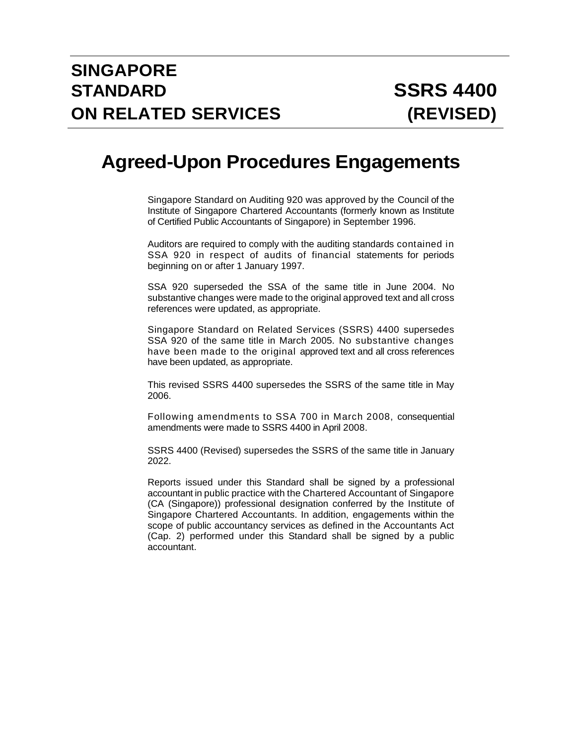# SINGAPORE STANDARD ON RELATED SERVICES

# SSRS 4400 (REVISED)

# Agreed-Upon Procedures Engagements

Singapore Standard on Auditing 920 was approved by the Council of the Institute of Singapore Chartered Accountants (formerly known as Institute of Certified Public Accountants of Singapore) in September 1996.

Auditors are required to comply with the auditing standards contained in SSA 920 in respect of audits of financial statements for periods beginning on or after 1 January 1997.

SSA 920 superseded the SSA of the same title in June 2004. No substantive changes were made to the original approved text and all cross references were updated, as appropriate.

Singapore Standard on Related Services (SSRS) 4400 supersedes SSA 920 of the same title in March 2005. No substantive changes have been made to the original approved text and all cross references have been updated, as appropriate.

This revised SSRS 4400 supersedes the SSRS of the same title in May 2006.

Following amendments to SSA 700 in March 2008, consequential amendments were made to SSRS 4400 in April 2008.

SSRS 4400 (Revised) supersedes the SSRS of the same title in January 2022.

Reports issued under this Standard shall be signed by a professional accountant in public practice with the Chartered Accountant of Singapore (CA (Singapore)) professional designation conferred by the Institute of Singapore Chartered Accountants. In addition, engagements within the scope of public accountancy services as defined in the Accountants Act (Cap. 2) performed under this Standard shall be signed by a public accountant.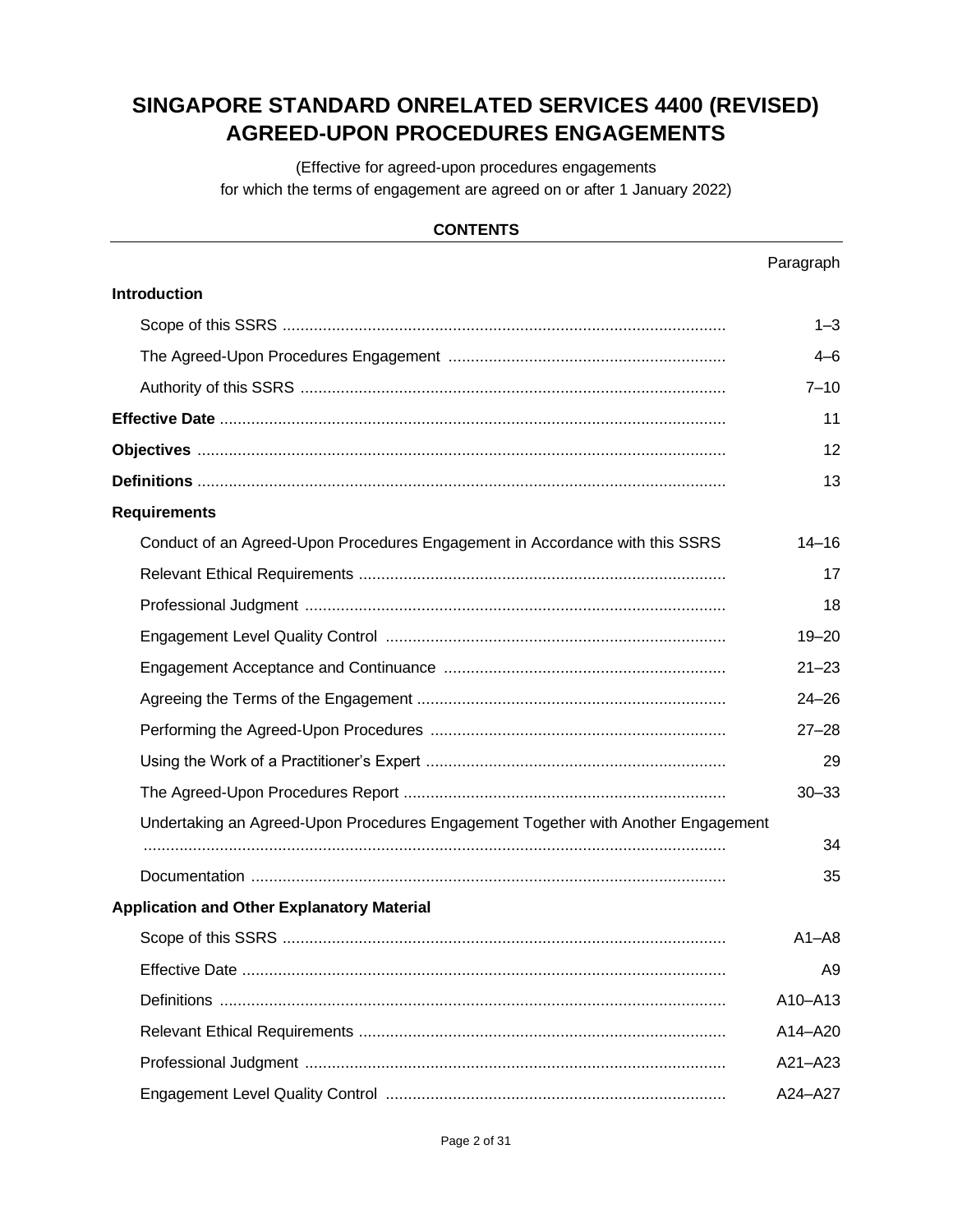# SINGAPORE STANDARD ONRELATED SERVICES 4400 (REVISED) AGREED-UPON PROCEDURES ENGAGEMENTS

(Effective for agreed-upon procedures engagements for which the terms of engagement are agreed on or after 1 January 2022)

**CONTENTS**

| | Paragraph |
|---|---|
| **Introduction** | |
| Scope of this SSRS | 1–3 |
| The Agreed-Upon Procedures Engagement | 4–6 |
| Authority of this SSRS | 7–10 |
| **Effective Date** | 11 |
| **Objectives** | 12 |
| **Definitions** | 13 |
| **Requirements** | |
| Conduct of an Agreed-Upon Procedures Engagement in Accordance with this SSRS | 14–16 |
| Relevant Ethical Requirements | 17 |
| Professional Judgment | 18 |
| Engagement Level Quality Control | 19–20 |
| Engagement Acceptance and Continuance | 21–23 |
| Agreeing the Terms of the Engagement | 24–26 |
| Performing the Agreed-Upon Procedures | 27–28 |
| Using the Work of a Practitioner's Expert | 29 |
| The Agreed-Upon Procedures Report | 30–33 |
| Undertaking an Agreed-Upon Procedures Engagement Together with Another Engagement | 34 |
| Documentation | 35 |
| **Application and Other Explanatory Material** | |
| Scope of this SSRS | A1–A8 |
| Effective Date | A9 |
| Definitions | A10–A13 |
| Relevant Ethical Requirements | A14–A20 |
| Professional Judgment | A21–A23 |
| Engagement Level Quality Control | A24–A27 |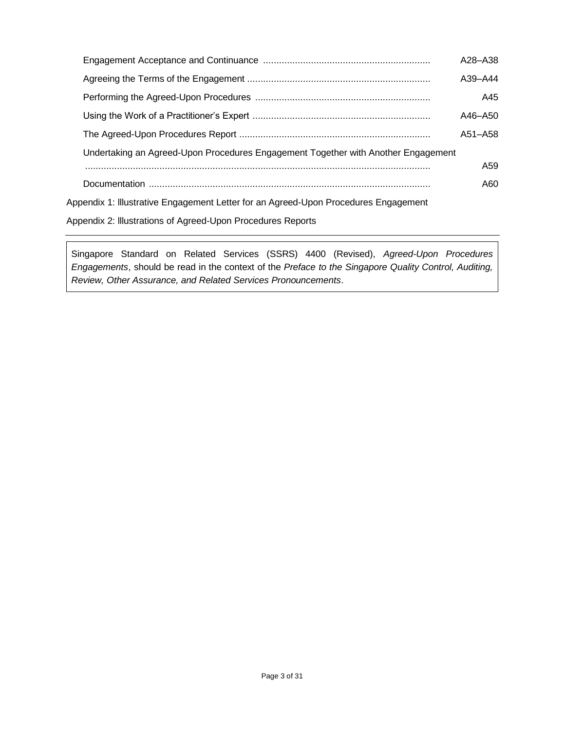| | |
|---|---|
| Engagement Acceptance and Continuance | A28–A38 |
| Agreeing the Terms of the Engagement | A39–A44 |
| Performing the Agreed-Upon Procedures | A45 |
| Using the Work of a Practitioner's Expert | A46–A50 |
| The Agreed-Upon Procedures Report | A51–A58 |
| Undertaking an Agreed-Upon Procedures Engagement Together with Another Engagement | A59 |
| Documentation | A60 |

Appendix 1: Illustrative Engagement Letter for an Agreed-Upon Procedures Engagement

Appendix 2: Illustrations of Agreed-Upon Procedures Reports

---

Singapore Standard on Related Services (SSRS) 4400 (Revised), *Agreed-Upon Procedures Engagements*, should be read in the context of the *Preface to the Singapore Quality Control, Auditing, Review, Other Assurance, and Related Services Pronouncements*.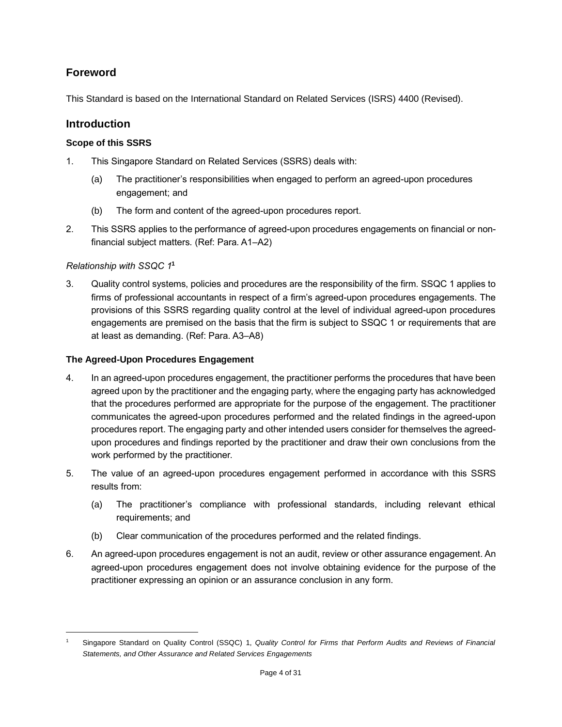## Foreword

This Standard is based on the International Standard on Related Services (ISRS) 4400 (Revised).

## Introduction

### Scope of this SSRS

1. This Singapore Standard on Related Services (SSRS) deals with:

   (a) The practitioner's responsibilities when engaged to perform an agreed-upon procedures engagement; and

   (b) The form and content of the agreed-upon procedures report.

2. This SSRS applies to the performance of agreed-upon procedures engagements on financial or non-financial subject matters. (Ref: Para. A1–A2)

*Relationship with SSQC 1*[1]

3. Quality control systems, policies and procedures are the responsibility of the firm. SSQC 1 applies to firms of professional accountants in respect of a firm's agreed-upon procedures engagements. The provisions of this SSRS regarding quality control at the level of individual agreed-upon procedures engagements are premised on the basis that the firm is subject to SSQC 1 or requirements that are at least as demanding. (Ref: Para. A3–A8)

### The Agreed-Upon Procedures Engagement

4. In an agreed-upon procedures engagement, the practitioner performs the procedures that have been agreed upon by the practitioner and the engaging party, where the engaging party has acknowledged that the procedures performed are appropriate for the purpose of the engagement. The practitioner communicates the agreed-upon procedures performed and the related findings in the agreed-upon procedures report. The engaging party and other intended users consider for themselves the agreed-upon procedures and findings reported by the practitioner and draw their own conclusions from the work performed by the practitioner.

5. The value of an agreed-upon procedures engagement performed in accordance with this SSRS results from:

   (a) The practitioner's compliance with professional standards, including relevant ethical requirements; and

   (b) Clear communication of the procedures performed and the related findings.

6. An agreed-upon procedures engagement is not an audit, review or other assurance engagement. An agreed-upon procedures engagement does not involve obtaining evidence for the purpose of the practitioner expressing an opinion or an assurance conclusion in any form.

---

[1] Singapore Standard on Quality Control (SSQC) 1, *Quality Control for Firms that Perform Audits and Reviews of Financial Statements, and Other Assurance and Related Services Engagements*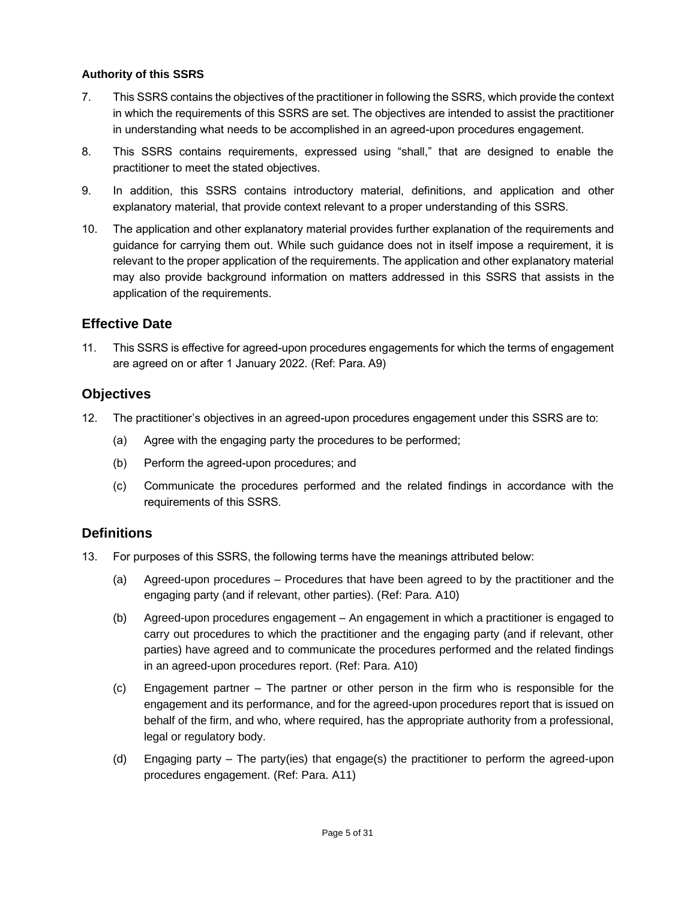**Authority of this SSRS**

7. This SSRS contains the objectives of the practitioner in following the SSRS, which provide the context in which the requirements of this SSRS are set. The objectives are intended to assist the practitioner in understanding what needs to be accomplished in an agreed-upon procedures engagement.

8. This SSRS contains requirements, expressed using "shall," that are designed to enable the practitioner to meet the stated objectives.

9. In addition, this SSRS contains introductory material, definitions, and application and other explanatory material, that provide context relevant to a proper understanding of this SSRS.

10. The application and other explanatory material provides further explanation of the requirements and guidance for carrying them out. While such guidance does not in itself impose a requirement, it is relevant to the proper application of the requirements. The application and other explanatory material may also provide background information on matters addressed in this SSRS that assists in the application of the requirements.

## Effective Date

11. This SSRS is effective for agreed-upon procedures engagements for which the terms of engagement are agreed on or after 1 January 2022. (Ref: Para. A9)

## Objectives

12. The practitioner's objectives in an agreed-upon procedures engagement under this SSRS are to:

    (a) Agree with the engaging party the procedures to be performed;

    (b) Perform the agreed-upon procedures; and

    (c) Communicate the procedures performed and the related findings in accordance with the requirements of this SSRS.

## Definitions

13. For purposes of this SSRS, the following terms have the meanings attributed below:

    (a) Agreed-upon procedures – Procedures that have been agreed to by the practitioner and the engaging party (and if relevant, other parties). (Ref: Para. A10)

    (b) Agreed-upon procedures engagement – An engagement in which a practitioner is engaged to carry out procedures to which the practitioner and the engaging party (and if relevant, other parties) have agreed and to communicate the procedures performed and the related findings in an agreed-upon procedures report. (Ref: Para. A10)

    (c) Engagement partner – The partner or other person in the firm who is responsible for the engagement and its performance, and for the agreed-upon procedures report that is issued on behalf of the firm, and who, where required, has the appropriate authority from a professional, legal or regulatory body.

    (d) Engaging party – The party(ies) that engage(s) the practitioner to perform the agreed-upon procedures engagement. (Ref: Para. A11)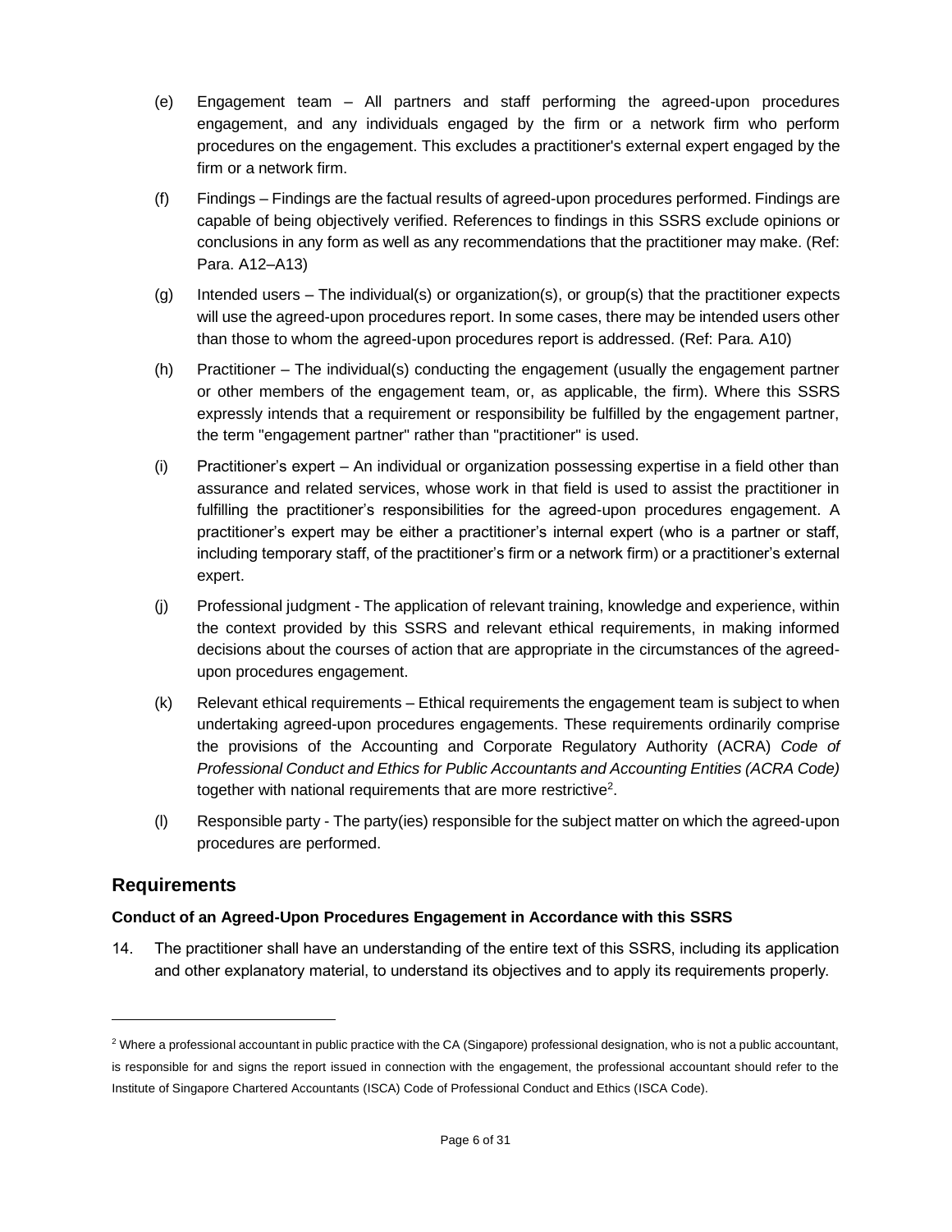(e) Engagement team – All partners and staff performing the agreed-upon procedures engagement, and any individuals engaged by the firm or a network firm who perform procedures on the engagement. This excludes a practitioner's external expert engaged by the firm or a network firm.

(f) Findings – Findings are the factual results of agreed-upon procedures performed. Findings are capable of being objectively verified. References to findings in this SSRS exclude opinions or conclusions in any form as well as any recommendations that the practitioner may make. (Ref: Para. A12–A13)

(g) Intended users – The individual(s) or organization(s), or group(s) that the practitioner expects will use the agreed-upon procedures report. In some cases, there may be intended users other than those to whom the agreed-upon procedures report is addressed. (Ref: Para. A10)

(h) Practitioner – The individual(s) conducting the engagement (usually the engagement partner or other members of the engagement team, or, as applicable, the firm). Where this SSRS expressly intends that a requirement or responsibility be fulfilled by the engagement partner, the term "engagement partner" rather than "practitioner" is used.

(i) Practitioner's expert – An individual or organization possessing expertise in a field other than assurance and related services, whose work in that field is used to assist the practitioner in fulfilling the practitioner's responsibilities for the agreed-upon procedures engagement. A practitioner's expert may be either a practitioner's internal expert (who is a partner or staff, including temporary staff, of the practitioner's firm or a network firm) or a practitioner's external expert.

(j) Professional judgment - The application of relevant training, knowledge and experience, within the context provided by this SSRS and relevant ethical requirements, in making informed decisions about the courses of action that are appropriate in the circumstances of the agreed-upon procedures engagement.

(k) Relevant ethical requirements – Ethical requirements the engagement team is subject to when undertaking agreed-upon procedures engagements. These requirements ordinarily comprise the provisions of the Accounting and Corporate Regulatory Authority (ACRA) *Code of Professional Conduct and Ethics for Public Accountants and Accounting Entities (ACRA Code)* together with national requirements that are more restrictive[2].

(l) Responsible party - The party(ies) responsible for the subject matter on which the agreed-upon procedures are performed.

## Requirements

### Conduct of an Agreed-Upon Procedures Engagement in Accordance with this SSRS

14. The practitioner shall have an understanding of the entire text of this SSRS, including its application and other explanatory material, to understand its objectives and to apply its requirements properly.

---

[2] Where a professional accountant in public practice with the CA (Singapore) professional designation, who is not a public accountant, is responsible for and signs the report issued in connection with the engagement, the professional accountant should refer to the Institute of Singapore Chartered Accountants (ISCA) Code of Professional Conduct and Ethics (ISCA Code).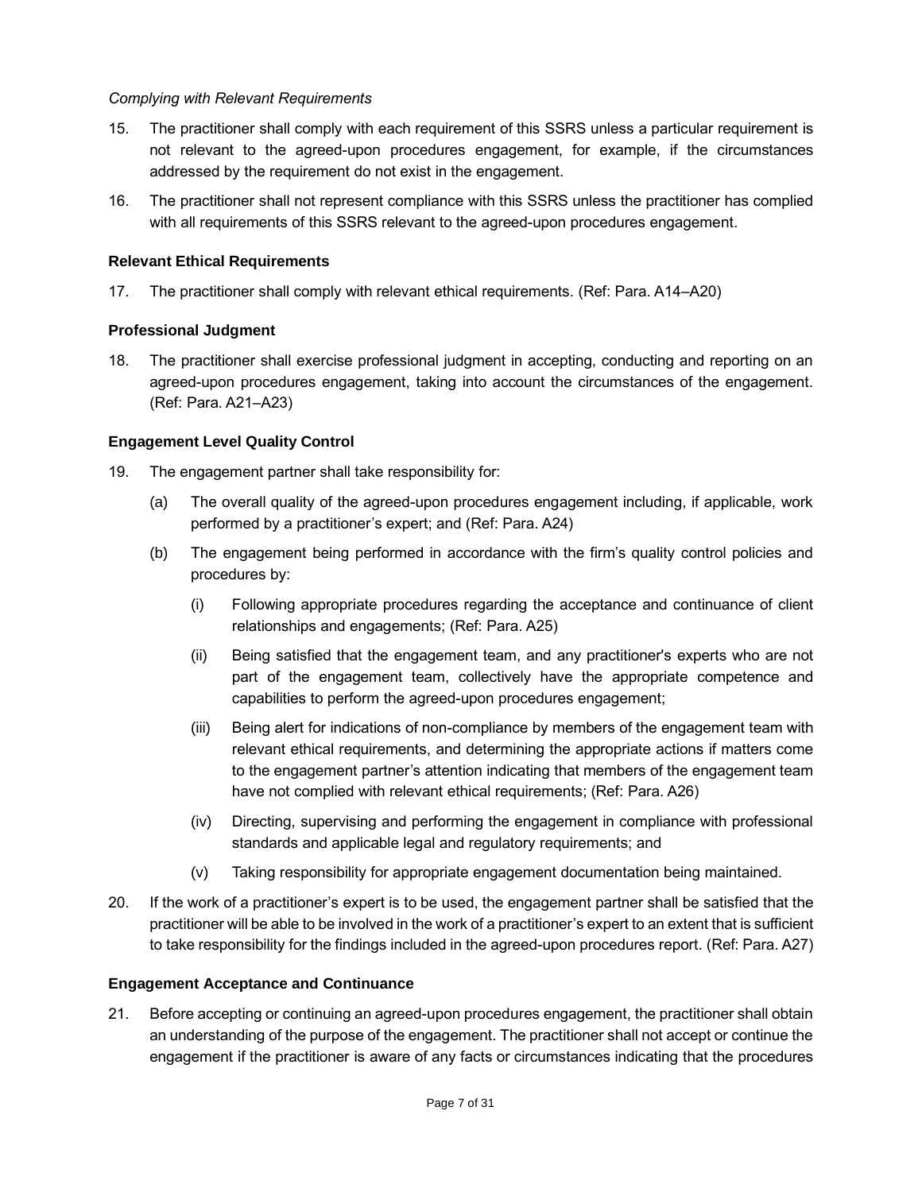*Complying with Relevant Requirements*

15. The practitioner shall comply with each requirement of this SSRS unless a particular requirement is not relevant to the agreed-upon procedures engagement, for example, if the circumstances addressed by the requirement do not exist in the engagement.

16. The practitioner shall not represent compliance with this SSRS unless the practitioner has complied with all requirements of this SSRS relevant to the agreed-upon procedures engagement.

**Relevant Ethical Requirements**

17. The practitioner shall comply with relevant ethical requirements. (Ref: Para. A14–A20)

**Professional Judgment**

18. The practitioner shall exercise professional judgment in accepting, conducting and reporting on an agreed-upon procedures engagement, taking into account the circumstances of the engagement. (Ref: Para. A21–A23)

**Engagement Level Quality Control**

19. The engagement partner shall take responsibility for:

    (a) The overall quality of the agreed-upon procedures engagement including, if applicable, work performed by a practitioner's expert; and (Ref: Para. A24)

    (b) The engagement being performed in accordance with the firm's quality control policies and procedures by:

        (i) Following appropriate procedures regarding the acceptance and continuance of client relationships and engagements; (Ref: Para. A25)

        (ii) Being satisfied that the engagement team, and any practitioner's experts who are not part of the engagement team, collectively have the appropriate competence and capabilities to perform the agreed-upon procedures engagement;

        (iii) Being alert for indications of non-compliance by members of the engagement team with relevant ethical requirements, and determining the appropriate actions if matters come to the engagement partner's attention indicating that members of the engagement team have not complied with relevant ethical requirements; (Ref: Para. A26)

        (iv) Directing, supervising and performing the engagement in compliance with professional standards and applicable legal and regulatory requirements; and

        (v) Taking responsibility for appropriate engagement documentation being maintained.

20. If the work of a practitioner's expert is to be used, the engagement partner shall be satisfied that the practitioner will be able to be involved in the work of a practitioner's expert to an extent that is sufficient to take responsibility for the findings included in the agreed-upon procedures report. (Ref: Para. A27)

**Engagement Acceptance and Continuance**

21. Before accepting or continuing an agreed-upon procedures engagement, the practitioner shall obtain an understanding of the purpose of the engagement. The practitioner shall not accept or continue the engagement if the practitioner is aware of any facts or circumstances indicating that the procedures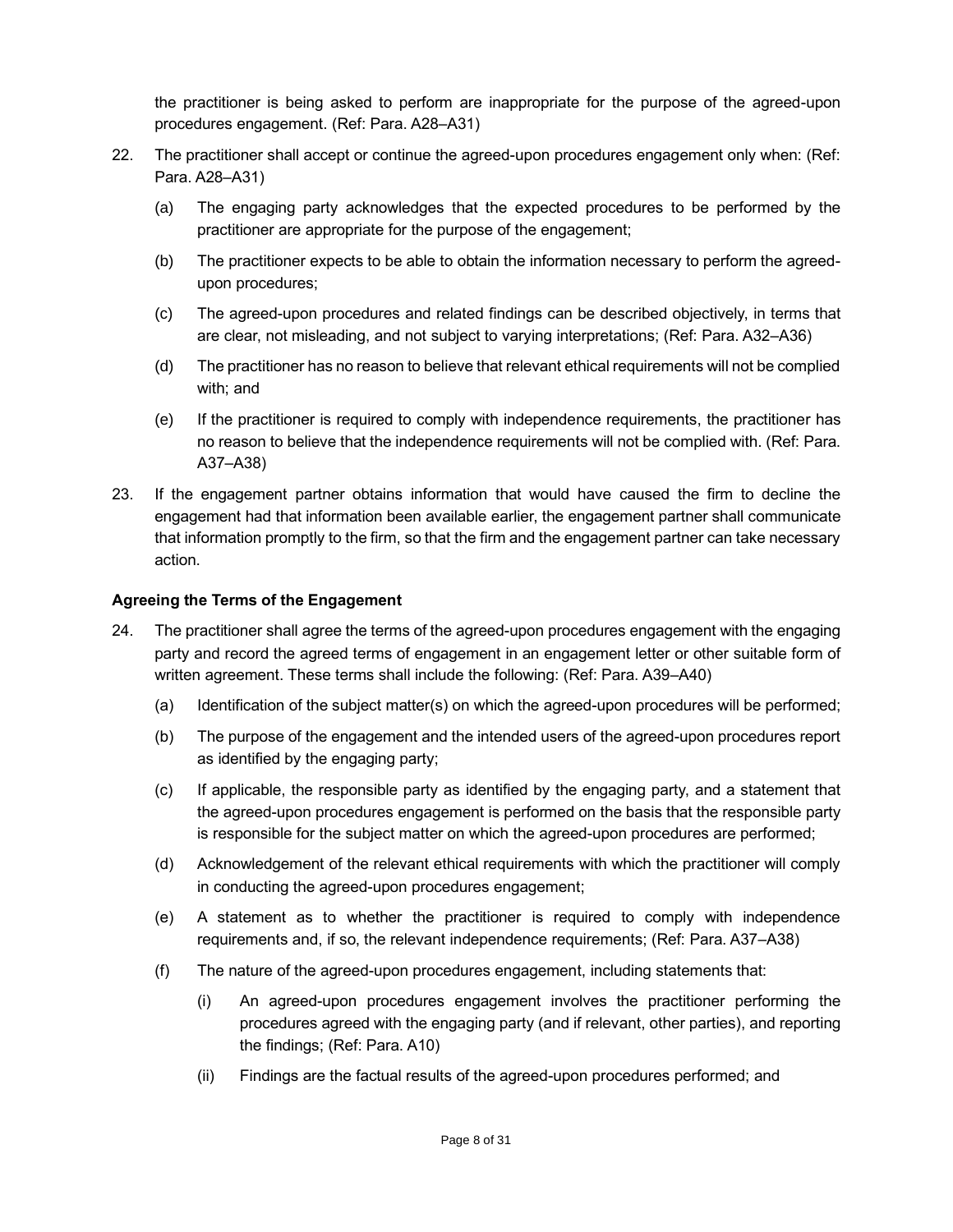the practitioner is being asked to perform are inappropriate for the purpose of the agreed-upon procedures engagement. (Ref: Para. A28–A31)

22. The practitioner shall accept or continue the agreed-upon procedures engagement only when: (Ref: Para. A28–A31)

    (a) The engaging party acknowledges that the expected procedures to be performed by the practitioner are appropriate for the purpose of the engagement;

    (b) The practitioner expects to be able to obtain the information necessary to perform the agreed-upon procedures;

    (c) The agreed-upon procedures and related findings can be described objectively, in terms that are clear, not misleading, and not subject to varying interpretations; (Ref: Para. A32–A36)

    (d) The practitioner has no reason to believe that relevant ethical requirements will not be complied with; and

    (e) If the practitioner is required to comply with independence requirements, the practitioner has no reason to believe that the independence requirements will not be complied with. (Ref: Para. A37–A38)

23. If the engagement partner obtains information that would have caused the firm to decline the engagement had that information been available earlier, the engagement partner shall communicate that information promptly to the firm, so that the firm and the engagement partner can take necessary action.

**Agreeing the Terms of the Engagement**

24. The practitioner shall agree the terms of the agreed-upon procedures engagement with the engaging party and record the agreed terms of engagement in an engagement letter or other suitable form of written agreement. These terms shall include the following: (Ref: Para. A39–A40)

    (a) Identification of the subject matter(s) on which the agreed-upon procedures will be performed;

    (b) The purpose of the engagement and the intended users of the agreed-upon procedures report as identified by the engaging party;

    (c) If applicable, the responsible party as identified by the engaging party, and a statement that the agreed-upon procedures engagement is performed on the basis that the responsible party is responsible for the subject matter on which the agreed-upon procedures are performed;

    (d) Acknowledgement of the relevant ethical requirements with which the practitioner will comply in conducting the agreed-upon procedures engagement;

    (e) A statement as to whether the practitioner is required to comply with independence requirements and, if so, the relevant independence requirements; (Ref: Para. A37–A38)

    (f) The nature of the agreed-upon procedures engagement, including statements that:

        (i) An agreed-upon procedures engagement involves the practitioner performing the procedures agreed with the engaging party (and if relevant, other parties), and reporting the findings; (Ref: Para. A10)

        (ii) Findings are the factual results of the agreed-upon procedures performed; and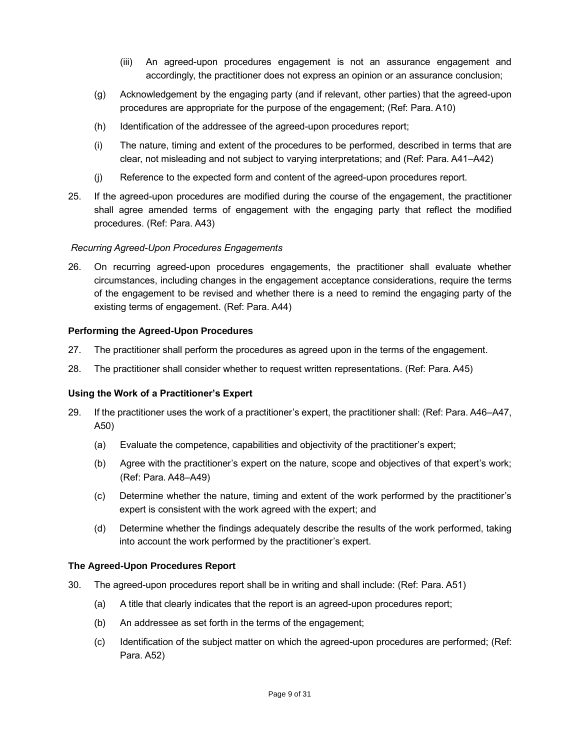(iii) An agreed-upon procedures engagement is not an assurance engagement and accordingly, the practitioner does not express an opinion or an assurance conclusion;

(g) Acknowledgement by the engaging party (and if relevant, other parties) that the agreed-upon procedures are appropriate for the purpose of the engagement; (Ref: Para. A10)

(h) Identification of the addressee of the agreed-upon procedures report;

(i) The nature, timing and extent of the procedures to be performed, described in terms that are clear, not misleading and not subject to varying interpretations; and (Ref: Para. A41–A42)

(j) Reference to the expected form and content of the agreed-upon procedures report.

25. If the agreed-upon procedures are modified during the course of the engagement, the practitioner shall agree amended terms of engagement with the engaging party that reflect the modified procedures. (Ref: Para. A43)

*Recurring Agreed-Upon Procedures Engagements*

26. On recurring agreed-upon procedures engagements, the practitioner shall evaluate whether circumstances, including changes in the engagement acceptance considerations, require the terms of the engagement to be revised and whether there is a need to remind the engaging party of the existing terms of engagement. (Ref: Para. A44)

**Performing the Agreed-Upon Procedures**

27. The practitioner shall perform the procedures as agreed upon in the terms of the engagement.

28. The practitioner shall consider whether to request written representations. (Ref: Para. A45)

**Using the Work of a Practitioner's Expert**

29. If the practitioner uses the work of a practitioner's expert, the practitioner shall: (Ref: Para. A46–A47, A50)

    (a) Evaluate the competence, capabilities and objectivity of the practitioner's expert;

    (b) Agree with the practitioner's expert on the nature, scope and objectives of that expert's work; (Ref: Para. A48–A49)

    (c) Determine whether the nature, timing and extent of the work performed by the practitioner's expert is consistent with the work agreed with the expert; and

    (d) Determine whether the findings adequately describe the results of the work performed, taking into account the work performed by the practitioner's expert.

**The Agreed-Upon Procedures Report**

30. The agreed-upon procedures report shall be in writing and shall include: (Ref: Para. A51)

    (a) A title that clearly indicates that the report is an agreed-upon procedures report;

    (b) An addressee as set forth in the terms of the engagement;

    (c) Identification of the subject matter on which the agreed-upon procedures are performed; (Ref: Para. A52)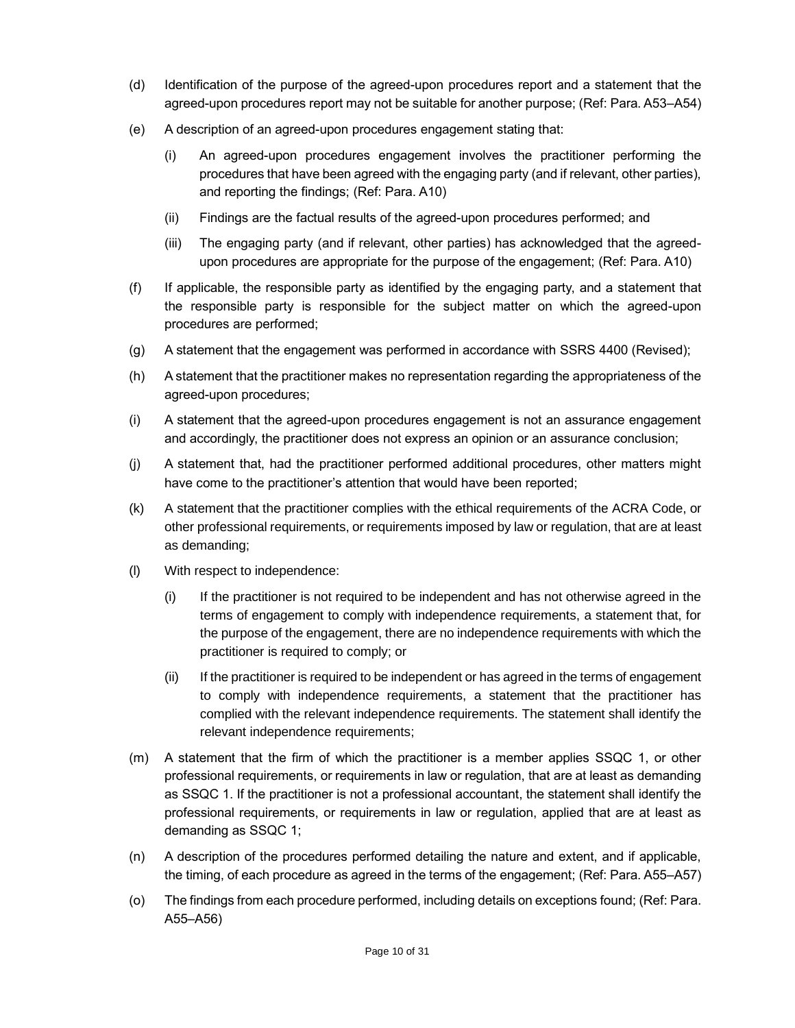(d) Identification of the purpose of the agreed-upon procedures report and a statement that the agreed-upon procedures report may not be suitable for another purpose; (Ref: Para. A53–A54)

(e) A description of an agreed-upon procedures engagement stating that:

   (i) An agreed-upon procedures engagement involves the practitioner performing the procedures that have been agreed with the engaging party (and if relevant, other parties), and reporting the findings; (Ref: Para. A10)

   (ii) Findings are the factual results of the agreed-upon procedures performed; and

   (iii) The engaging party (and if relevant, other parties) has acknowledged that the agreed-upon procedures are appropriate for the purpose of the engagement; (Ref: Para. A10)

(f) If applicable, the responsible party as identified by the engaging party, and a statement that the responsible party is responsible for the subject matter on which the agreed-upon procedures are performed;

(g) A statement that the engagement was performed in accordance with SSRS 4400 (Revised);

(h) A statement that the practitioner makes no representation regarding the appropriateness of the agreed-upon procedures;

(i) A statement that the agreed-upon procedures engagement is not an assurance engagement and accordingly, the practitioner does not express an opinion or an assurance conclusion;

(j) A statement that, had the practitioner performed additional procedures, other matters might have come to the practitioner's attention that would have been reported;

(k) A statement that the practitioner complies with the ethical requirements of the ACRA Code, or other professional requirements, or requirements imposed by law or regulation, that are at least as demanding;

(l) With respect to independence:

   (i) If the practitioner is not required to be independent and has not otherwise agreed in the terms of engagement to comply with independence requirements, a statement that, for the purpose of the engagement, there are no independence requirements with which the practitioner is required to comply; or

   (ii) If the practitioner is required to be independent or has agreed in the terms of engagement to comply with independence requirements, a statement that the practitioner has complied with the relevant independence requirements. The statement shall identify the relevant independence requirements;

(m) A statement that the firm of which the practitioner is a member applies SSQC 1, or other professional requirements, or requirements in law or regulation, that are at least as demanding as SSQC 1. If the practitioner is not a professional accountant, the statement shall identify the professional requirements, or requirements in law or regulation, applied that are at least as demanding as SSQC 1;

(n) A description of the procedures performed detailing the nature and extent, and if applicable, the timing, of each procedure as agreed in the terms of the engagement; (Ref: Para. A55–A57)

(o) The findings from each procedure performed, including details on exceptions found; (Ref: Para. A55–A56)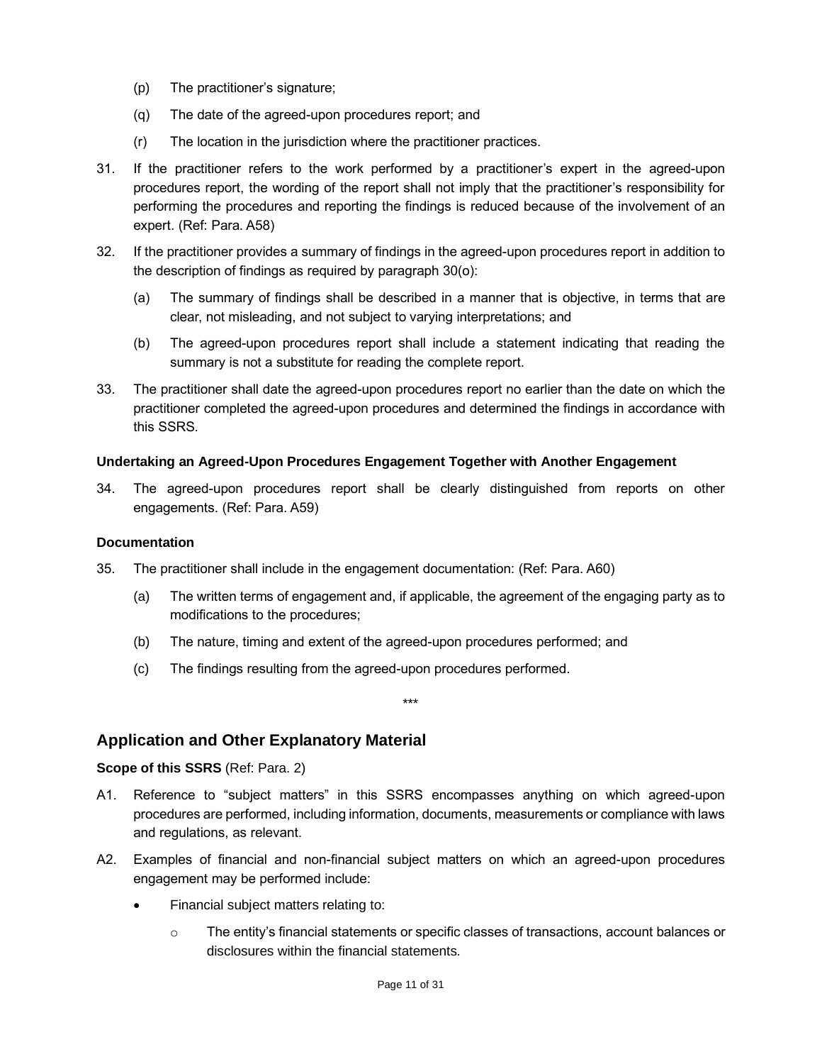(p) The practitioner's signature;

(q) The date of the agreed-upon procedures report; and

(r) The location in the jurisdiction where the practitioner practices.

31. If the practitioner refers to the work performed by a practitioner's expert in the agreed-upon procedures report, the wording of the report shall not imply that the practitioner's responsibility for performing the procedures and reporting the findings is reduced because of the involvement of an expert. (Ref: Para. A58)

32. If the practitioner provides a summary of findings in the agreed-upon procedures report in addition to the description of findings as required by paragraph 30(o):

    (a) The summary of findings shall be described in a manner that is objective, in terms that are clear, not misleading, and not subject to varying interpretations; and

    (b) The agreed-upon procedures report shall include a statement indicating that reading the summary is not a substitute for reading the complete report.

33. The practitioner shall date the agreed-upon procedures report no earlier than the date on which the practitioner completed the agreed-upon procedures and determined the findings in accordance with this SSRS.

**Undertaking an Agreed-Upon Procedures Engagement Together with Another Engagement**

34. The agreed-upon procedures report shall be clearly distinguished from reports on other engagements. (Ref: Para. A59)

**Documentation**

35. The practitioner shall include in the engagement documentation: (Ref: Para. A60)

    (a) The written terms of engagement and, if applicable, the agreement of the engaging party as to modifications to the procedures;

    (b) The nature, timing and extent of the agreed-upon procedures performed; and

    (c) The findings resulting from the agreed-upon procedures performed.

***

## Application and Other Explanatory Material

**Scope of this SSRS** (Ref: Para. 2)

A1. Reference to "subject matters" in this SSRS encompasses anything on which agreed-upon procedures are performed, including information, documents, measurements or compliance with laws and regulations, as relevant.

A2. Examples of financial and non-financial subject matters on which an agreed-upon procedures engagement may be performed include:

- Financial subject matters relating to:
    - The entity's financial statements or specific classes of transactions, account balances or disclosures within the financial statements.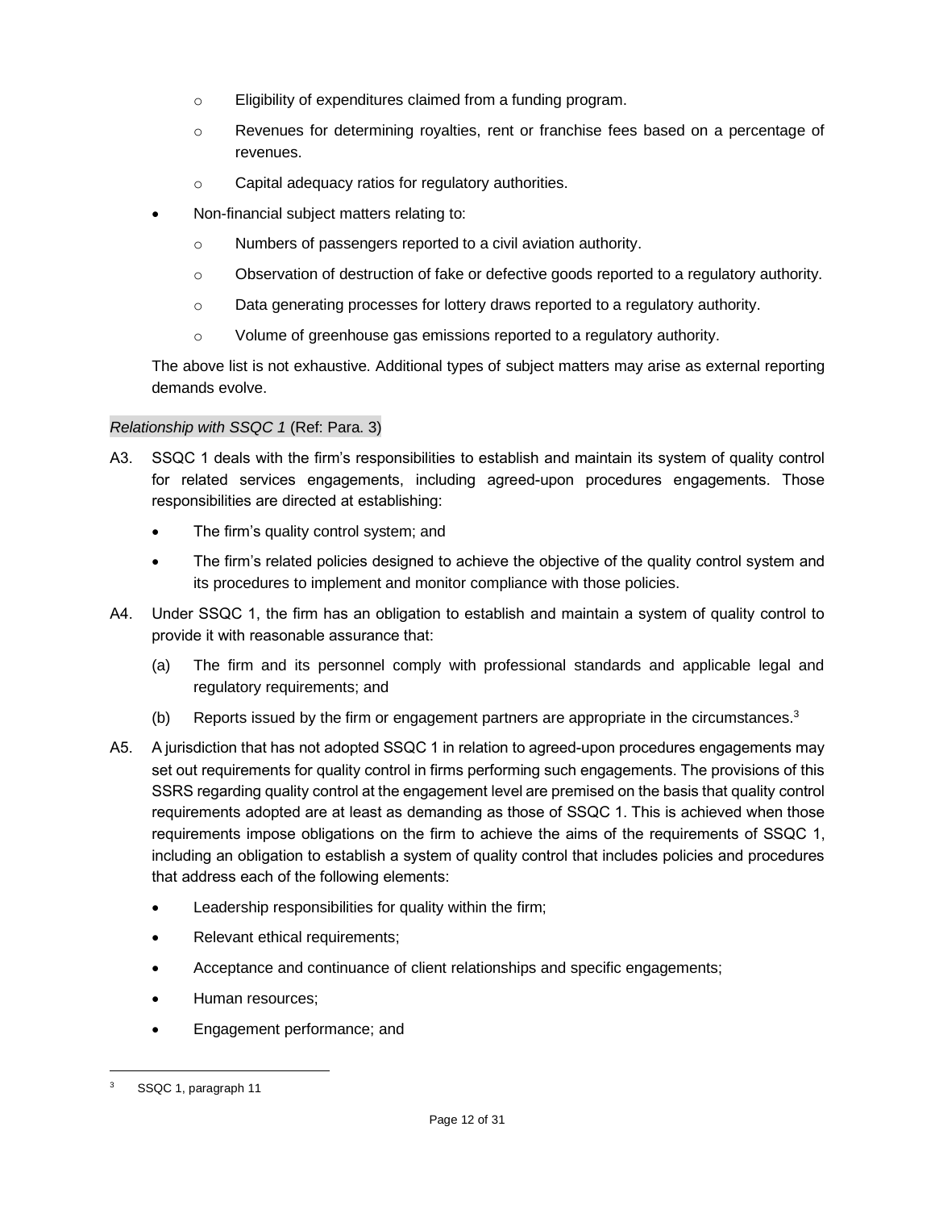- Eligibility of expenditures claimed from a funding program.
- Revenues for determining royalties, rent or franchise fees based on a percentage of revenues.
- Capital adequacy ratios for regulatory authorities.

- Non-financial subject matters relating to:
  - Numbers of passengers reported to a civil aviation authority.
  - Observation of destruction of fake or defective goods reported to a regulatory authority.
  - Data generating processes for lottery draws reported to a regulatory authority.
  - Volume of greenhouse gas emissions reported to a regulatory authority.

The above list is not exhaustive. Additional types of subject matters may arise as external reporting demands evolve.

*Relationship with SSQC 1* (Ref: Para. 3)

A3. SSQC 1 deals with the firm's responsibilities to establish and maintain its system of quality control for related services engagements, including agreed-upon procedures engagements. Those responsibilities are directed at establishing:

- The firm's quality control system; and
- The firm's related policies designed to achieve the objective of the quality control system and its procedures to implement and monitor compliance with those policies.

A4. Under SSQC 1, the firm has an obligation to establish and maintain a system of quality control to provide it with reasonable assurance that:

(a) The firm and its personnel comply with professional standards and applicable legal and regulatory requirements; and

(b) Reports issued by the firm or engagement partners are appropriate in the circumstances.[3]

A5. A jurisdiction that has not adopted SSQC 1 in relation to agreed-upon procedures engagements may set out requirements for quality control in firms performing such engagements. The provisions of this SSRS regarding quality control at the engagement level are premised on the basis that quality control requirements adopted are at least as demanding as those of SSQC 1. This is achieved when those requirements impose obligations on the firm to achieve the aims of the requirements of SSQC 1, including an obligation to establish a system of quality control that includes policies and procedures that address each of the following elements:

- Leadership responsibilities for quality within the firm;
- Relevant ethical requirements;
- Acceptance and continuance of client relationships and specific engagements;
- Human resources;
- Engagement performance; and

[3] SSQC 1, paragraph 11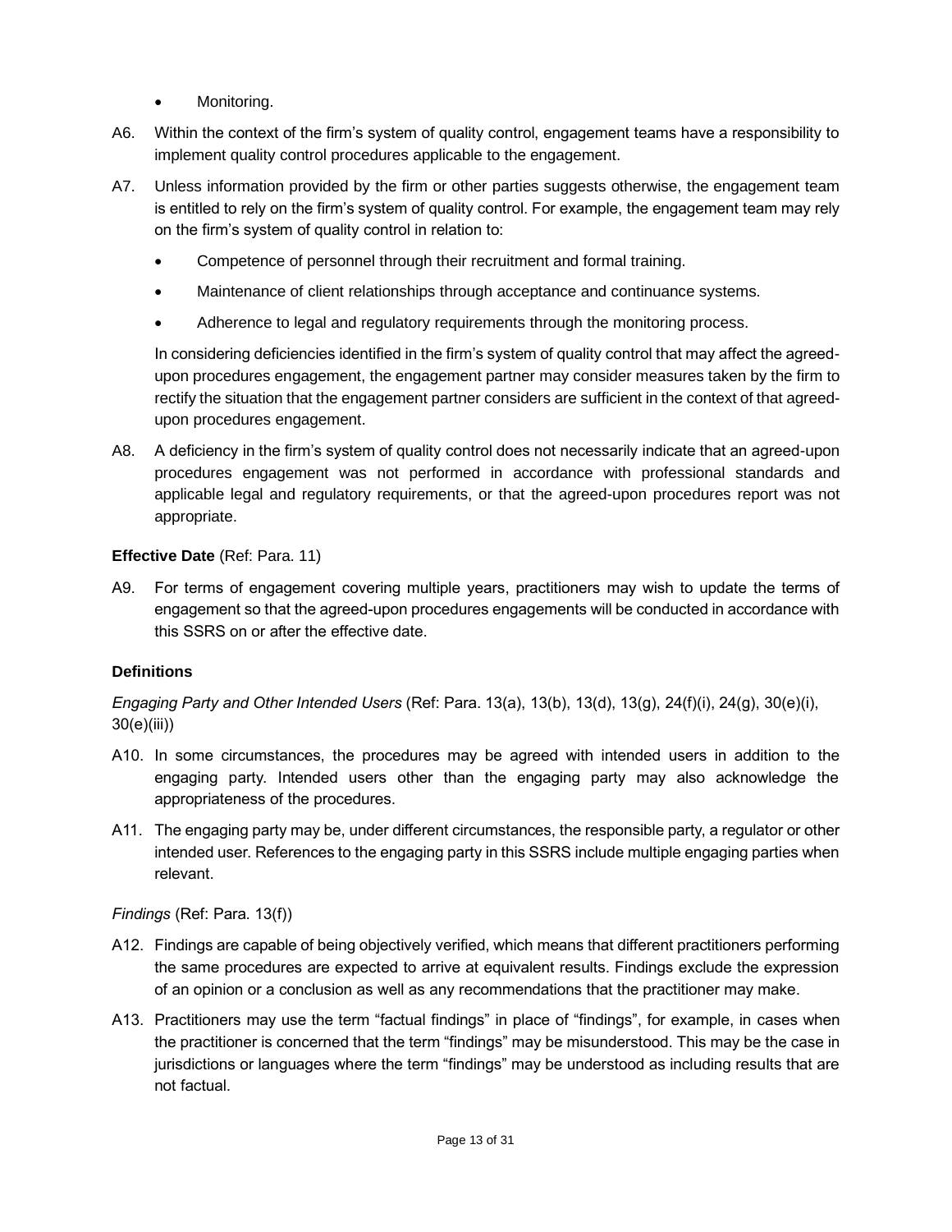- Monitoring.

A6. Within the context of the firm's system of quality control, engagement teams have a responsibility to implement quality control procedures applicable to the engagement.

A7. Unless information provided by the firm or other parties suggests otherwise, the engagement team is entitled to rely on the firm's system of quality control. For example, the engagement team may rely on the firm's system of quality control in relation to:

- Competence of personnel through their recruitment and formal training.
- Maintenance of client relationships through acceptance and continuance systems.
- Adherence to legal and regulatory requirements through the monitoring process.

In considering deficiencies identified in the firm's system of quality control that may affect the agreed-upon procedures engagement, the engagement partner may consider measures taken by the firm to rectify the situation that the engagement partner considers are sufficient in the context of that agreed-upon procedures engagement.

A8. A deficiency in the firm's system of quality control does not necessarily indicate that an agreed-upon procedures engagement was not performed in accordance with professional standards and applicable legal and regulatory requirements, or that the agreed-upon procedures report was not appropriate.

**Effective Date** (Ref: Para. 11)

A9. For terms of engagement covering multiple years, practitioners may wish to update the terms of engagement so that the agreed-upon procedures engagements will be conducted in accordance with this SSRS on or after the effective date.

**Definitions**

*Engaging Party and Other Intended Users* (Ref: Para. 13(a), 13(b), 13(d), 13(g), 24(f)(i), 24(g), 30(e)(i), 30(e)(iii))

A10. In some circumstances, the procedures may be agreed with intended users in addition to the engaging party. Intended users other than the engaging party may also acknowledge the appropriateness of the procedures.

A11. The engaging party may be, under different circumstances, the responsible party, a regulator or other intended user. References to the engaging party in this SSRS include multiple engaging parties when relevant.

*Findings* (Ref: Para. 13(f))

A12. Findings are capable of being objectively verified, which means that different practitioners performing the same procedures are expected to arrive at equivalent results. Findings exclude the expression of an opinion or a conclusion as well as any recommendations that the practitioner may make.

A13. Practitioners may use the term "factual findings" in place of "findings", for example, in cases when the practitioner is concerned that the term "findings" may be misunderstood. This may be the case in jurisdictions or languages where the term "findings" may be understood as including results that are not factual.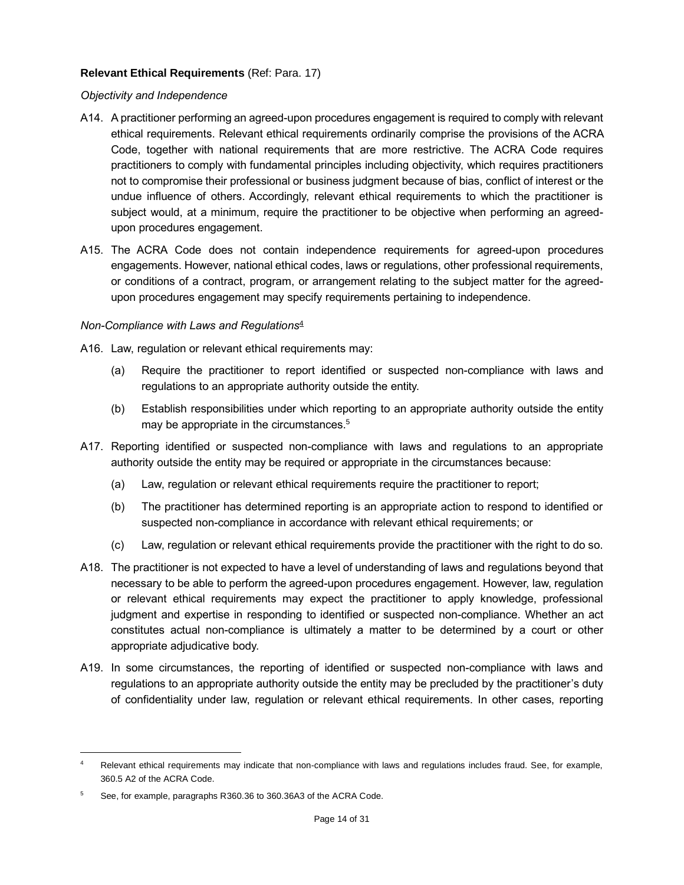**Relevant Ethical Requirements** (Ref: Para. 17)

*Objectivity and Independence*

A14. A practitioner performing an agreed-upon procedures engagement is required to comply with relevant ethical requirements. Relevant ethical requirements ordinarily comprise the provisions of the ACRA Code, together with national requirements that are more restrictive. The ACRA Code requires practitioners to comply with fundamental principles including objectivity, which requires practitioners not to compromise their professional or business judgment because of bias, conflict of interest or the undue influence of others. Accordingly, relevant ethical requirements to which the practitioner is subject would, at a minimum, require the practitioner to be objective when performing an agreed-upon procedures engagement.

A15. The ACRA Code does not contain independence requirements for agreed-upon procedures engagements. However, national ethical codes, laws or regulations, other professional requirements, or conditions of a contract, program, or arrangement relating to the subject matter for the agreed-upon procedures engagement may specify requirements pertaining to independence.

*Non-Compliance with Laws and Regulations*[4]

A16. Law, regulation or relevant ethical requirements may:

(a) Require the practitioner to report identified or suspected non-compliance with laws and regulations to an appropriate authority outside the entity.

(b) Establish responsibilities under which reporting to an appropriate authority outside the entity may be appropriate in the circumstances.[5]

A17. Reporting identified or suspected non-compliance with laws and regulations to an appropriate authority outside the entity may be required or appropriate in the circumstances because:

(a) Law, regulation or relevant ethical requirements require the practitioner to report;

(b) The practitioner has determined reporting is an appropriate action to respond to identified or suspected non-compliance in accordance with relevant ethical requirements; or

(c) Law, regulation or relevant ethical requirements provide the practitioner with the right to do so.

A18. The practitioner is not expected to have a level of understanding of laws and regulations beyond that necessary to be able to perform the agreed-upon procedures engagement. However, law, regulation or relevant ethical requirements may expect the practitioner to apply knowledge, professional judgment and expertise in responding to identified or suspected non-compliance. Whether an act constitutes actual non-compliance is ultimately a matter to be determined by a court or other appropriate adjudicative body.

A19. In some circumstances, the reporting of identified or suspected non-compliance with laws and regulations to an appropriate authority outside the entity may be precluded by the practitioner's duty of confidentiality under law, regulation or relevant ethical requirements. In other cases, reporting

---

[4] Relevant ethical requirements may indicate that non-compliance with laws and regulations includes fraud. See, for example, 360.5 A2 of the ACRA Code.

[5] See, for example, paragraphs R360.36 to 360.36A3 of the ACRA Code.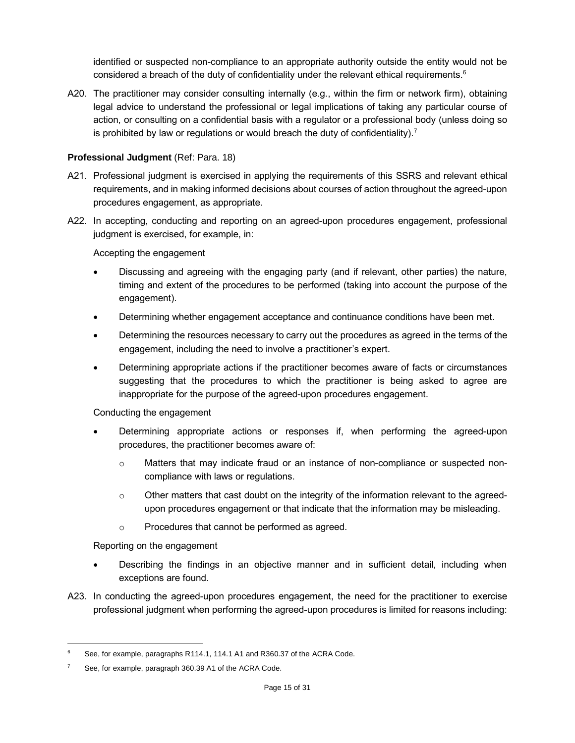identified or suspected non-compliance to an appropriate authority outside the entity would not be considered a breach of the duty of confidentiality under the relevant ethical requirements.[6]

A20. The practitioner may consider consulting internally (e.g., within the firm or network firm), obtaining legal advice to understand the professional or legal implications of taking any particular course of action, or consulting on a confidential basis with a regulator or a professional body (unless doing so is prohibited by law or regulations or would breach the duty of confidentiality).[7]

**Professional Judgment** (Ref: Para. 18)

A21. Professional judgment is exercised in applying the requirements of this SSRS and relevant ethical requirements, and in making informed decisions about courses of action throughout the agreed-upon procedures engagement, as appropriate.

A22. In accepting, conducting and reporting on an agreed-upon procedures engagement, professional judgment is exercised, for example, in:

Accepting the engagement

- Discussing and agreeing with the engaging party (and if relevant, other parties) the nature, timing and extent of the procedures to be performed (taking into account the purpose of the engagement).
- Determining whether engagement acceptance and continuance conditions have been met.
- Determining the resources necessary to carry out the procedures as agreed in the terms of the engagement, including the need to involve a practitioner's expert.
- Determining appropriate actions if the practitioner becomes aware of facts or circumstances suggesting that the procedures to which the practitioner is being asked to agree are inappropriate for the purpose of the agreed-upon procedures engagement.

Conducting the engagement

- Determining appropriate actions or responses if, when performing the agreed-upon procedures, the practitioner becomes aware of:
  - Matters that may indicate fraud or an instance of non-compliance or suspected non-compliance with laws or regulations.
  - Other matters that cast doubt on the integrity of the information relevant to the agreed-upon procedures engagement or that indicate that the information may be misleading.
  - Procedures that cannot be performed as agreed.

Reporting on the engagement

- Describing the findings in an objective manner and in sufficient detail, including when exceptions are found.

A23. In conducting the agreed-upon procedures engagement, the need for the practitioner to exercise professional judgment when performing the agreed-upon procedures is limited for reasons including:

---

[6] See, for example, paragraphs R114.1, 114.1 A1 and R360.37 of the ACRA Code.

[7] See, for example, paragraph 360.39 A1 of the ACRA Code.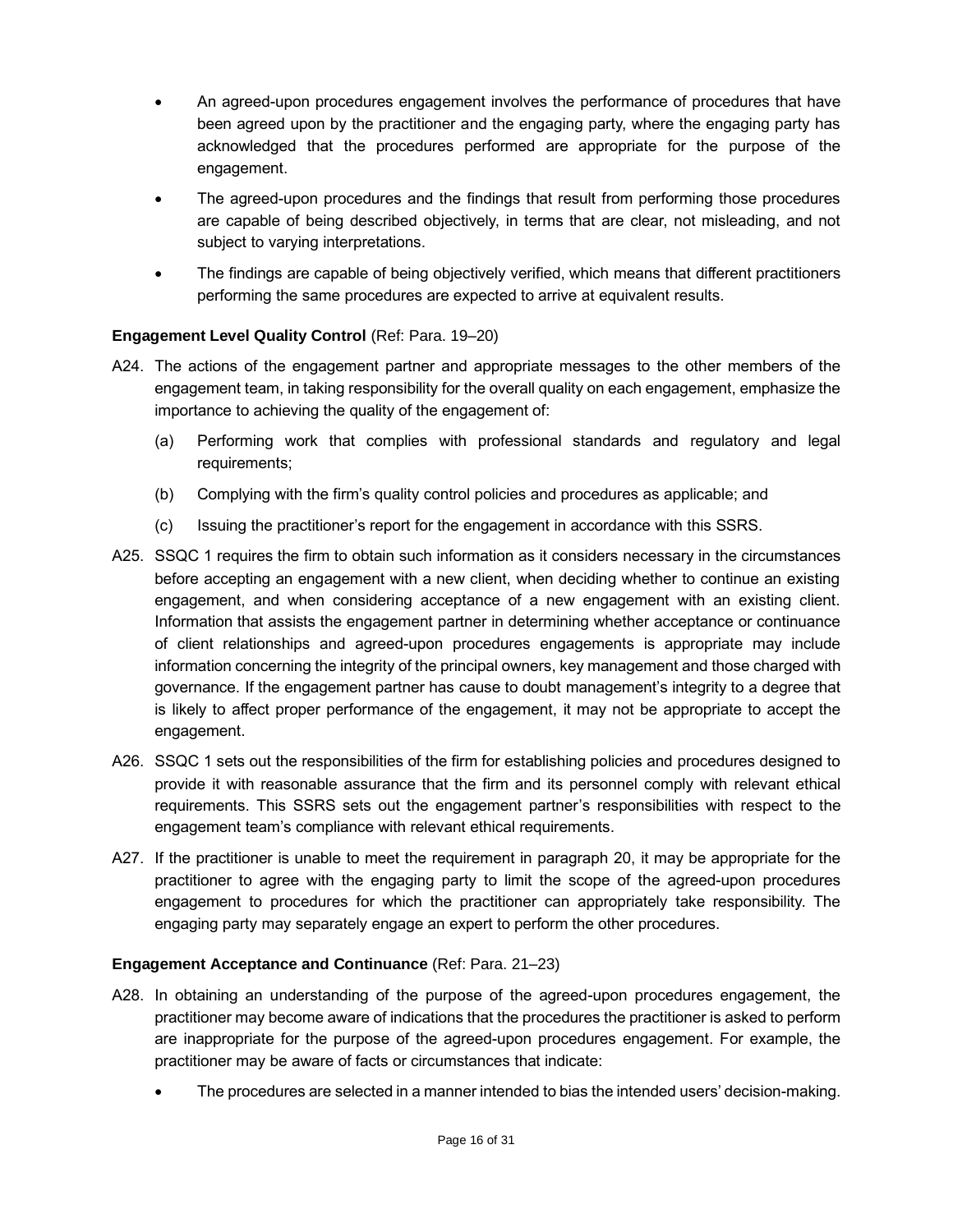- An agreed-upon procedures engagement involves the performance of procedures that have been agreed upon by the practitioner and the engaging party, where the engaging party has acknowledged that the procedures performed are appropriate for the purpose of the engagement.
- The agreed-upon procedures and the findings that result from performing those procedures are capable of being described objectively, in terms that are clear, not misleading, and not subject to varying interpretations.
- The findings are capable of being objectively verified, which means that different practitioners performing the same procedures are expected to arrive at equivalent results.

**Engagement Level Quality Control** (Ref: Para. 19–20)

A24. The actions of the engagement partner and appropriate messages to the other members of the engagement team, in taking responsibility for the overall quality on each engagement, emphasize the importance to achieving the quality of the engagement of:

(a) Performing work that complies with professional standards and regulatory and legal requirements;

(b) Complying with the firm's quality control policies and procedures as applicable; and

(c) Issuing the practitioner's report for the engagement in accordance with this SSRS.

A25. SSQC 1 requires the firm to obtain such information as it considers necessary in the circumstances before accepting an engagement with a new client, when deciding whether to continue an existing engagement, and when considering acceptance of a new engagement with an existing client. Information that assists the engagement partner in determining whether acceptance or continuance of client relationships and agreed-upon procedures engagements is appropriate may include information concerning the integrity of the principal owners, key management and those charged with governance. If the engagement partner has cause to doubt management's integrity to a degree that is likely to affect proper performance of the engagement, it may not be appropriate to accept the engagement.

A26. SSQC 1 sets out the responsibilities of the firm for establishing policies and procedures designed to provide it with reasonable assurance that the firm and its personnel comply with relevant ethical requirements. This SSRS sets out the engagement partner's responsibilities with respect to the engagement team's compliance with relevant ethical requirements.

A27. If the practitioner is unable to meet the requirement in paragraph 20, it may be appropriate for the practitioner to agree with the engaging party to limit the scope of the agreed-upon procedures engagement to procedures for which the practitioner can appropriately take responsibility. The engaging party may separately engage an expert to perform the other procedures.

**Engagement Acceptance and Continuance** (Ref: Para. 21–23)

A28. In obtaining an understanding of the purpose of the agreed-upon procedures engagement, the practitioner may become aware of indications that the procedures the practitioner is asked to perform are inappropriate for the purpose of the agreed-upon procedures engagement. For example, the practitioner may be aware of facts or circumstances that indicate:

- The procedures are selected in a manner intended to bias the intended users' decision-making.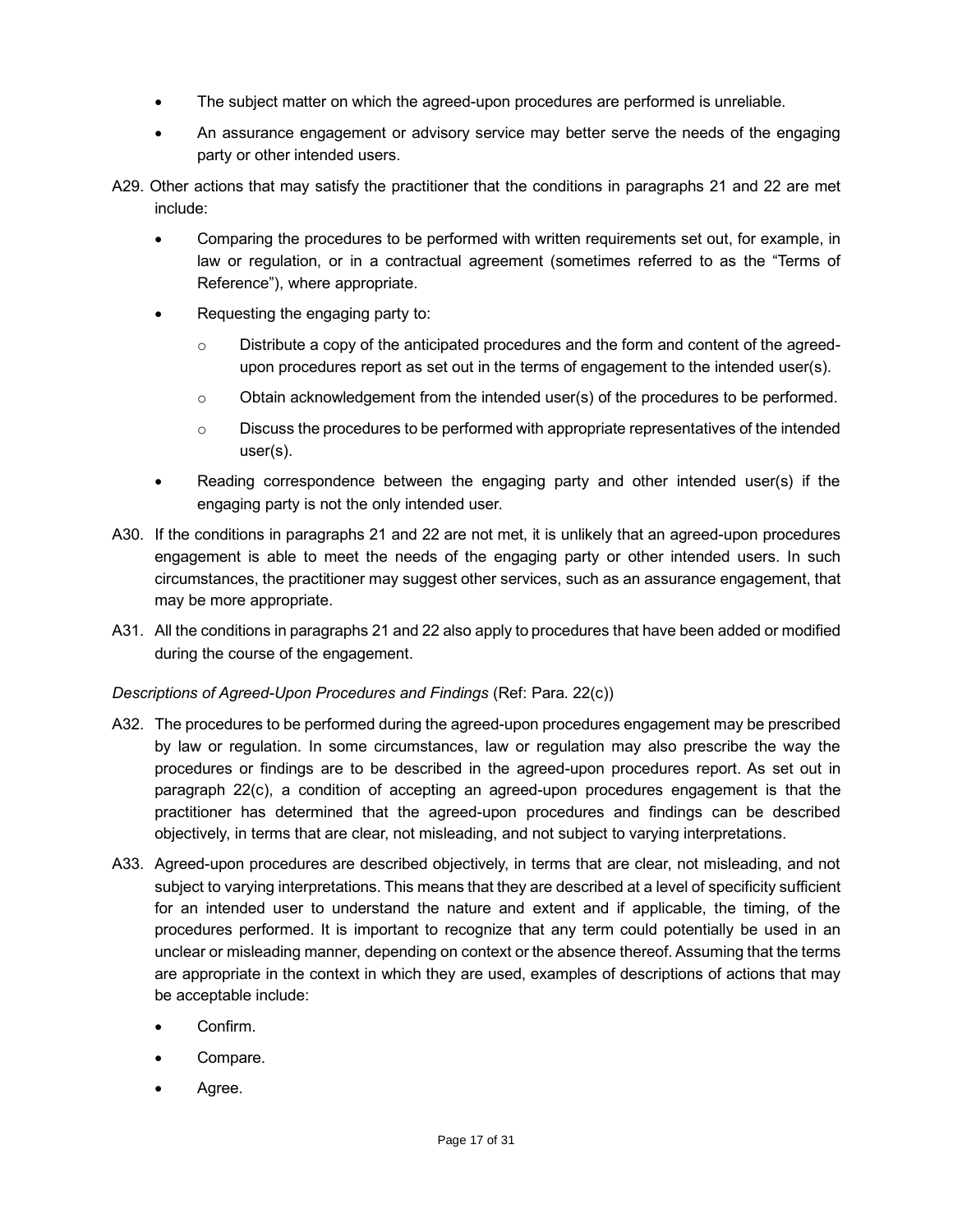- The subject matter on which the agreed-upon procedures are performed is unreliable.
- An assurance engagement or advisory service may better serve the needs of the engaging party or other intended users.

A29. Other actions that may satisfy the practitioner that the conditions in paragraphs 21 and 22 are met include:

- Comparing the procedures to be performed with written requirements set out, for example, in law or regulation, or in a contractual agreement (sometimes referred to as the "Terms of Reference"), where appropriate.
- Requesting the engaging party to:
  - Distribute a copy of the anticipated procedures and the form and content of the agreed-upon procedures report as set out in the terms of engagement to the intended user(s).
  - Obtain acknowledgement from the intended user(s) of the procedures to be performed.
  - Discuss the procedures to be performed with appropriate representatives of the intended user(s).
- Reading correspondence between the engaging party and other intended user(s) if the engaging party is not the only intended user.

A30. If the conditions in paragraphs 21 and 22 are not met, it is unlikely that an agreed-upon procedures engagement is able to meet the needs of the engaging party or other intended users. In such circumstances, the practitioner may suggest other services, such as an assurance engagement, that may be more appropriate.

A31. All the conditions in paragraphs 21 and 22 also apply to procedures that have been added or modified during the course of the engagement.

*Descriptions of Agreed-Upon Procedures and Findings* (Ref: Para. 22(c))

A32. The procedures to be performed during the agreed-upon procedures engagement may be prescribed by law or regulation. In some circumstances, law or regulation may also prescribe the way the procedures or findings are to be described in the agreed-upon procedures report. As set out in paragraph 22(c), a condition of accepting an agreed-upon procedures engagement is that the practitioner has determined that the agreed-upon procedures and findings can be described objectively, in terms that are clear, not misleading, and not subject to varying interpretations.

A33. Agreed-upon procedures are described objectively, in terms that are clear, not misleading, and not subject to varying interpretations. This means that they are described at a level of specificity sufficient for an intended user to understand the nature and extent and if applicable, the timing, of the procedures performed. It is important to recognize that any term could potentially be used in an unclear or misleading manner, depending on context or the absence thereof. Assuming that the terms are appropriate in the context in which they are used, examples of descriptions of actions that may be acceptable include:

- Confirm.
- Compare.
- Agree.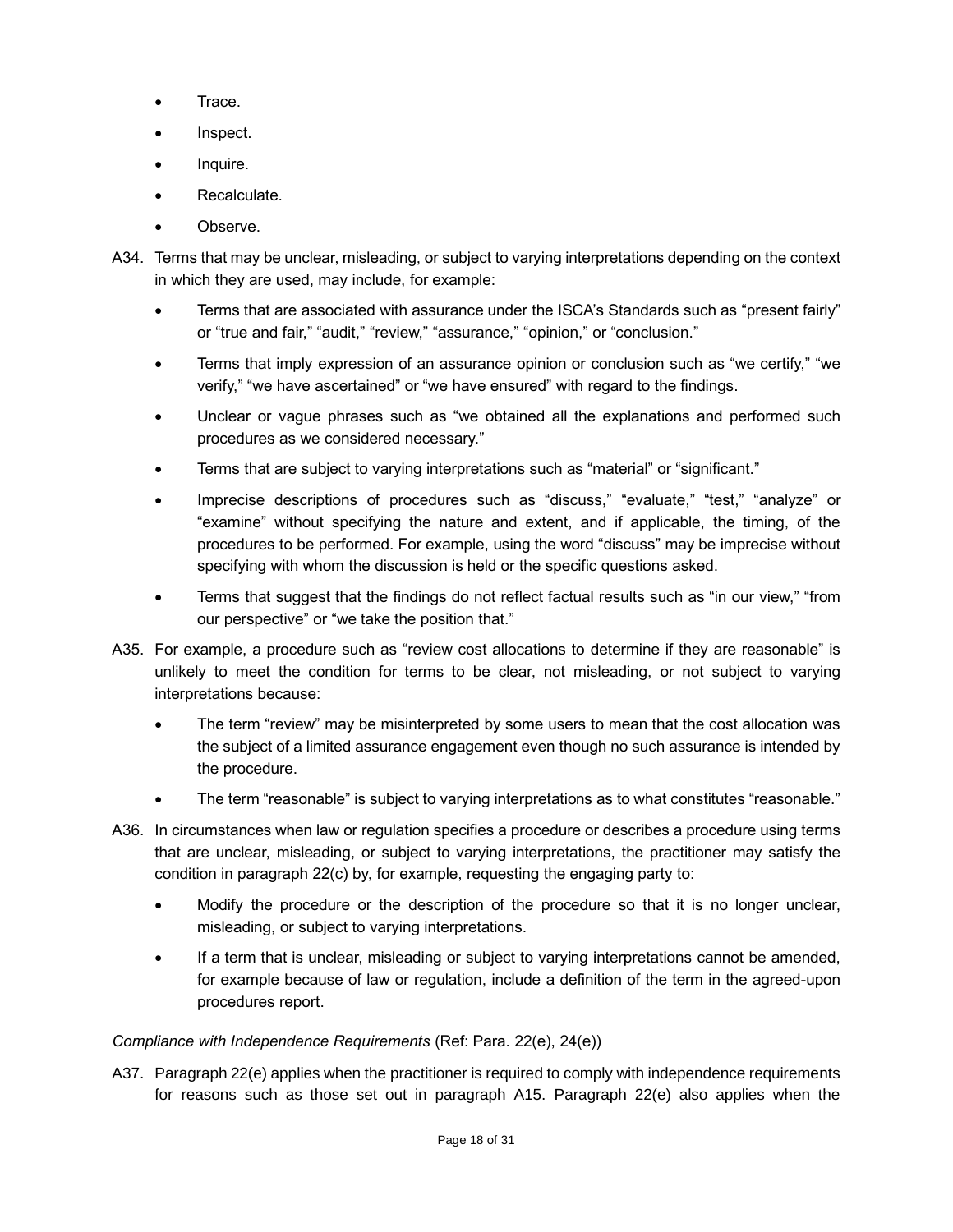- Trace.
- Inspect.
- Inquire.
- Recalculate.
- Observe.

A34. Terms that may be unclear, misleading, or subject to varying interpretations depending on the context in which they are used, may include, for example:

- Terms that are associated with assurance under the ISCA's Standards such as "present fairly" or "true and fair," "audit," "review," "assurance," "opinion," or "conclusion."
- Terms that imply expression of an assurance opinion or conclusion such as "we certify," "we verify," "we have ascertained" or "we have ensured" with regard to the findings.
- Unclear or vague phrases such as "we obtained all the explanations and performed such procedures as we considered necessary."
- Terms that are subject to varying interpretations such as "material" or "significant."
- Imprecise descriptions of procedures such as "discuss," "evaluate," "test," "analyze" or "examine" without specifying the nature and extent, and if applicable, the timing, of the procedures to be performed. For example, using the word "discuss" may be imprecise without specifying with whom the discussion is held or the specific questions asked.
- Terms that suggest that the findings do not reflect factual results such as "in our view," "from our perspective" or "we take the position that."

A35. For example, a procedure such as "review cost allocations to determine if they are reasonable" is unlikely to meet the condition for terms to be clear, not misleading, or not subject to varying interpretations because:

- The term "review" may be misinterpreted by some users to mean that the cost allocation was the subject of a limited assurance engagement even though no such assurance is intended by the procedure.
- The term "reasonable" is subject to varying interpretations as to what constitutes "reasonable."

A36. In circumstances when law or regulation specifies a procedure or describes a procedure using terms that are unclear, misleading, or subject to varying interpretations, the practitioner may satisfy the condition in paragraph 22(c) by, for example, requesting the engaging party to:

- Modify the procedure or the description of the procedure so that it is no longer unclear, misleading, or subject to varying interpretations.
- If a term that is unclear, misleading or subject to varying interpretations cannot be amended, for example because of law or regulation, include a definition of the term in the agreed-upon procedures report.

*Compliance with Independence Requirements* (Ref: Para. 22(e), 24(e))

A37. Paragraph 22(e) applies when the practitioner is required to comply with independence requirements for reasons such as those set out in paragraph A15. Paragraph 22(e) also applies when the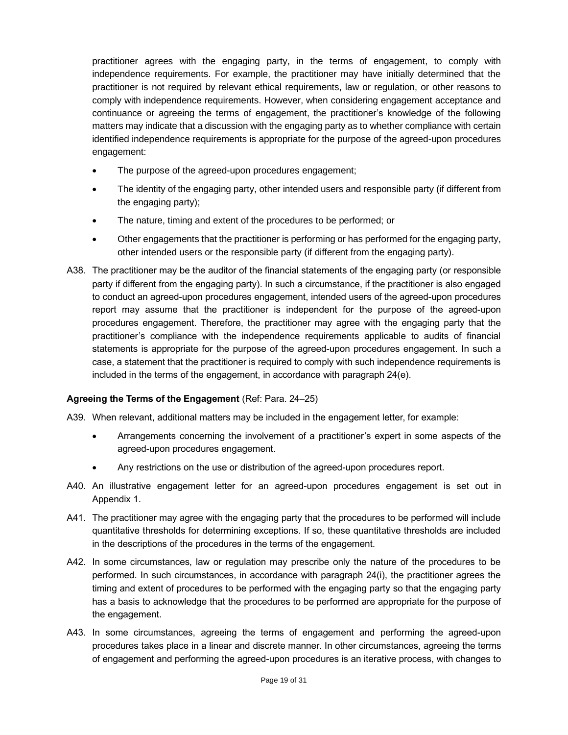practitioner agrees with the engaging party, in the terms of engagement, to comply with independence requirements. For example, the practitioner may have initially determined that the practitioner is not required by relevant ethical requirements, law or regulation, or other reasons to comply with independence requirements. However, when considering engagement acceptance and continuance or agreeing the terms of engagement, the practitioner's knowledge of the following matters may indicate that a discussion with the engaging party as to whether compliance with certain identified independence requirements is appropriate for the purpose of the agreed-upon procedures engagement:

- The purpose of the agreed-upon procedures engagement;
- The identity of the engaging party, other intended users and responsible party (if different from the engaging party);
- The nature, timing and extent of the procedures to be performed; or
- Other engagements that the practitioner is performing or has performed for the engaging party, other intended users or the responsible party (if different from the engaging party).

A38. The practitioner may be the auditor of the financial statements of the engaging party (or responsible party if different from the engaging party). In such a circumstance, if the practitioner is also engaged to conduct an agreed-upon procedures engagement, intended users of the agreed-upon procedures report may assume that the practitioner is independent for the purpose of the agreed-upon procedures engagement. Therefore, the practitioner may agree with the engaging party that the practitioner's compliance with the independence requirements applicable to audits of financial statements is appropriate for the purpose of the agreed-upon procedures engagement. In such a case, a statement that the practitioner is required to comply with such independence requirements is included in the terms of the engagement, in accordance with paragraph 24(e).

**Agreeing the Terms of the Engagement** (Ref: Para. 24–25)

A39. When relevant, additional matters may be included in the engagement letter, for example:

- Arrangements concerning the involvement of a practitioner's expert in some aspects of the agreed-upon procedures engagement.
- Any restrictions on the use or distribution of the agreed-upon procedures report.

A40. An illustrative engagement letter for an agreed-upon procedures engagement is set out in Appendix 1.

A41. The practitioner may agree with the engaging party that the procedures to be performed will include quantitative thresholds for determining exceptions. If so, these quantitative thresholds are included in the descriptions of the procedures in the terms of the engagement.

A42. In some circumstances, law or regulation may prescribe only the nature of the procedures to be performed. In such circumstances, in accordance with paragraph 24(i), the practitioner agrees the timing and extent of procedures to be performed with the engaging party so that the engaging party has a basis to acknowledge that the procedures to be performed are appropriate for the purpose of the engagement.

A43. In some circumstances, agreeing the terms of engagement and performing the agreed-upon procedures takes place in a linear and discrete manner. In other circumstances, agreeing the terms of engagement and performing the agreed-upon procedures is an iterative process, with changes to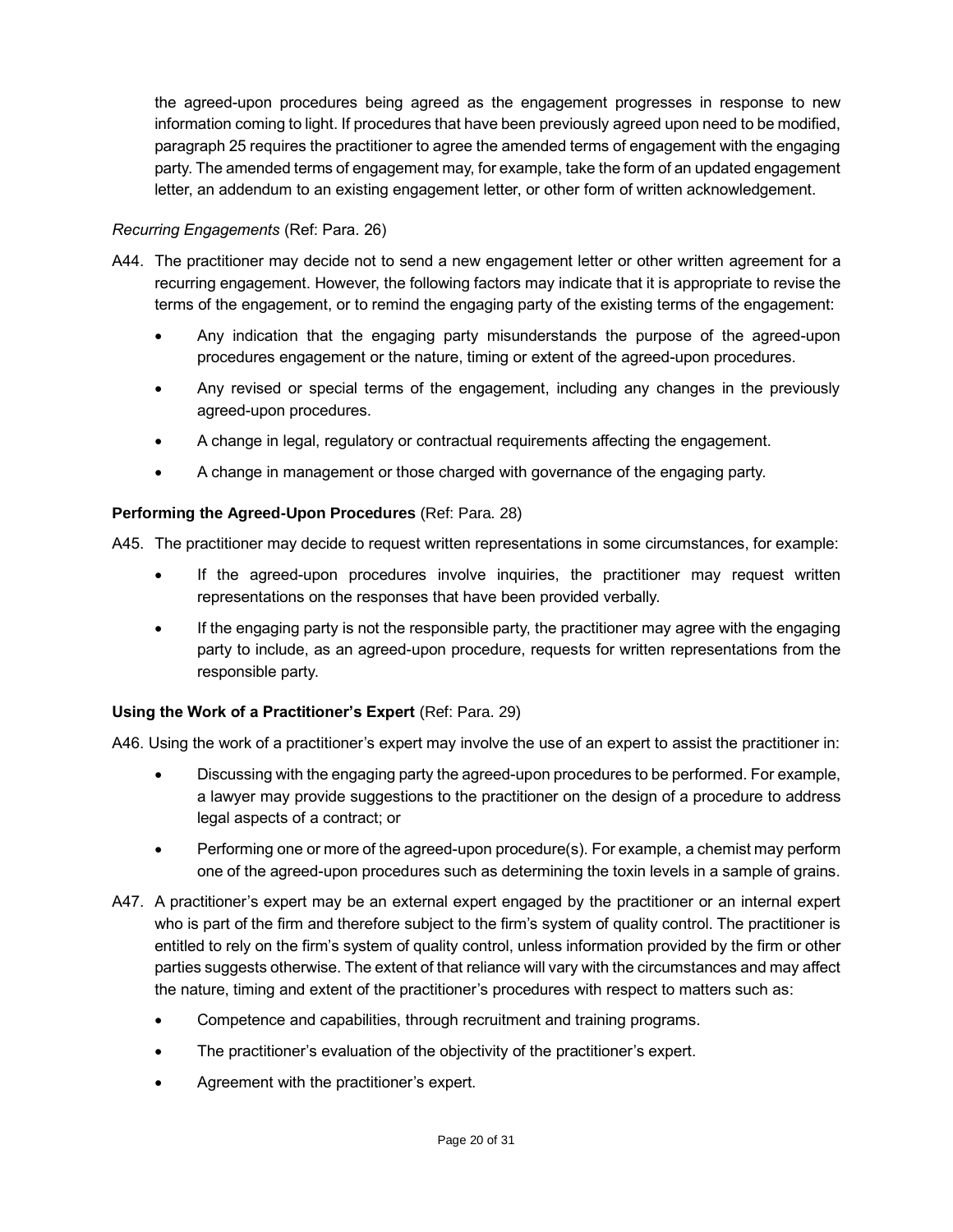the agreed-upon procedures being agreed as the engagement progresses in response to new information coming to light. If procedures that have been previously agreed upon need to be modified, paragraph 25 requires the practitioner to agree the amended terms of engagement with the engaging party. The amended terms of engagement may, for example, take the form of an updated engagement letter, an addendum to an existing engagement letter, or other form of written acknowledgement.

*Recurring Engagements* (Ref: Para. 26)

A44. The practitioner may decide not to send a new engagement letter or other written agreement for a recurring engagement. However, the following factors may indicate that it is appropriate to revise the terms of the engagement, or to remind the engaging party of the existing terms of the engagement:

- Any indication that the engaging party misunderstands the purpose of the agreed-upon procedures engagement or the nature, timing or extent of the agreed-upon procedures.
- Any revised or special terms of the engagement, including any changes in the previously agreed-upon procedures.
- A change in legal, regulatory or contractual requirements affecting the engagement.
- A change in management or those charged with governance of the engaging party.

**Performing the Agreed-Upon Procedures** (Ref: Para. 28)

A45. The practitioner may decide to request written representations in some circumstances, for example:

- If the agreed-upon procedures involve inquiries, the practitioner may request written representations on the responses that have been provided verbally.
- If the engaging party is not the responsible party, the practitioner may agree with the engaging party to include, as an agreed-upon procedure, requests for written representations from the responsible party.

**Using the Work of a Practitioner's Expert** (Ref: Para. 29)

A46. Using the work of a practitioner's expert may involve the use of an expert to assist the practitioner in:

- Discussing with the engaging party the agreed-upon procedures to be performed. For example, a lawyer may provide suggestions to the practitioner on the design of a procedure to address legal aspects of a contract; or
- Performing one or more of the agreed-upon procedure(s). For example, a chemist may perform one of the agreed-upon procedures such as determining the toxin levels in a sample of grains.

A47. A practitioner's expert may be an external expert engaged by the practitioner or an internal expert who is part of the firm and therefore subject to the firm's system of quality control. The practitioner is entitled to rely on the firm's system of quality control, unless information provided by the firm or other parties suggests otherwise. The extent of that reliance will vary with the circumstances and may affect the nature, timing and extent of the practitioner's procedures with respect to matters such as:

- Competence and capabilities, through recruitment and training programs.
- The practitioner's evaluation of the objectivity of the practitioner's expert.
- Agreement with the practitioner's expert.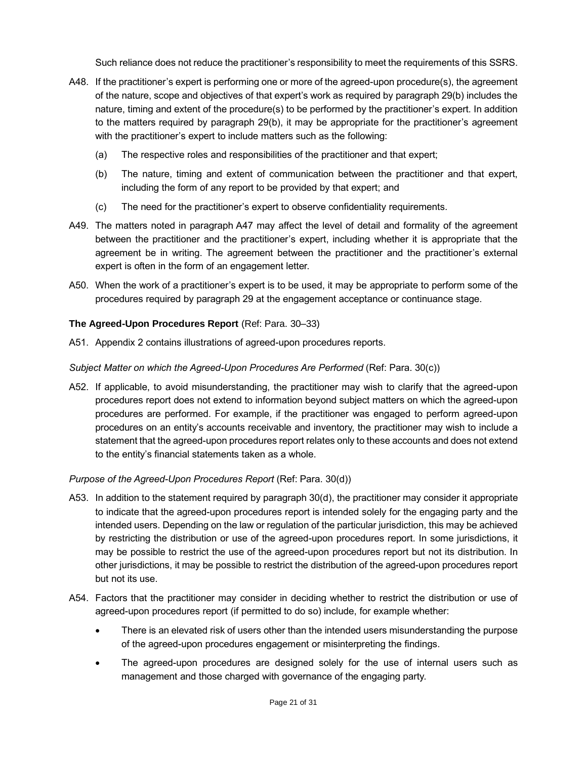Such reliance does not reduce the practitioner's responsibility to meet the requirements of this SSRS.

A48. If the practitioner's expert is performing one or more of the agreed-upon procedure(s), the agreement of the nature, scope and objectives of that expert's work as required by paragraph 29(b) includes the nature, timing and extent of the procedure(s) to be performed by the practitioner's expert. In addition to the matters required by paragraph 29(b), it may be appropriate for the practitioner's agreement with the practitioner's expert to include matters such as the following:

(a) The respective roles and responsibilities of the practitioner and that expert;

(b) The nature, timing and extent of communication between the practitioner and that expert, including the form of any report to be provided by that expert; and

(c) The need for the practitioner's expert to observe confidentiality requirements.

A49. The matters noted in paragraph A47 may affect the level of detail and formality of the agreement between the practitioner and the practitioner's expert, including whether it is appropriate that the agreement be in writing. The agreement between the practitioner and the practitioner's external expert is often in the form of an engagement letter.

A50. When the work of a practitioner's expert is to be used, it may be appropriate to perform some of the procedures required by paragraph 29 at the engagement acceptance or continuance stage.

**The Agreed-Upon Procedures Report** (Ref: Para. 30–33)

A51. Appendix 2 contains illustrations of agreed-upon procedures reports.

*Subject Matter on which the Agreed-Upon Procedures Are Performed* (Ref: Para. 30(c))

A52. If applicable, to avoid misunderstanding, the practitioner may wish to clarify that the agreed-upon procedures report does not extend to information beyond subject matters on which the agreed-upon procedures are performed. For example, if the practitioner was engaged to perform agreed-upon procedures on an entity's accounts receivable and inventory, the practitioner may wish to include a statement that the agreed-upon procedures report relates only to these accounts and does not extend to the entity's financial statements taken as a whole.

*Purpose of the Agreed-Upon Procedures Report* (Ref: Para. 30(d))

A53. In addition to the statement required by paragraph 30(d), the practitioner may consider it appropriate to indicate that the agreed-upon procedures report is intended solely for the engaging party and the intended users. Depending on the law or regulation of the particular jurisdiction, this may be achieved by restricting the distribution or use of the agreed-upon procedures report. In some jurisdictions, it may be possible to restrict the use of the agreed-upon procedures report but not its distribution. In other jurisdictions, it may be possible to restrict the distribution of the agreed-upon procedures report but not its use.

A54. Factors that the practitioner may consider in deciding whether to restrict the distribution or use of agreed-upon procedures report (if permitted to do so) include, for example whether:

- There is an elevated risk of users other than the intended users misunderstanding the purpose of the agreed-upon procedures engagement or misinterpreting the findings.
- The agreed-upon procedures are designed solely for the use of internal users such as management and those charged with governance of the engaging party.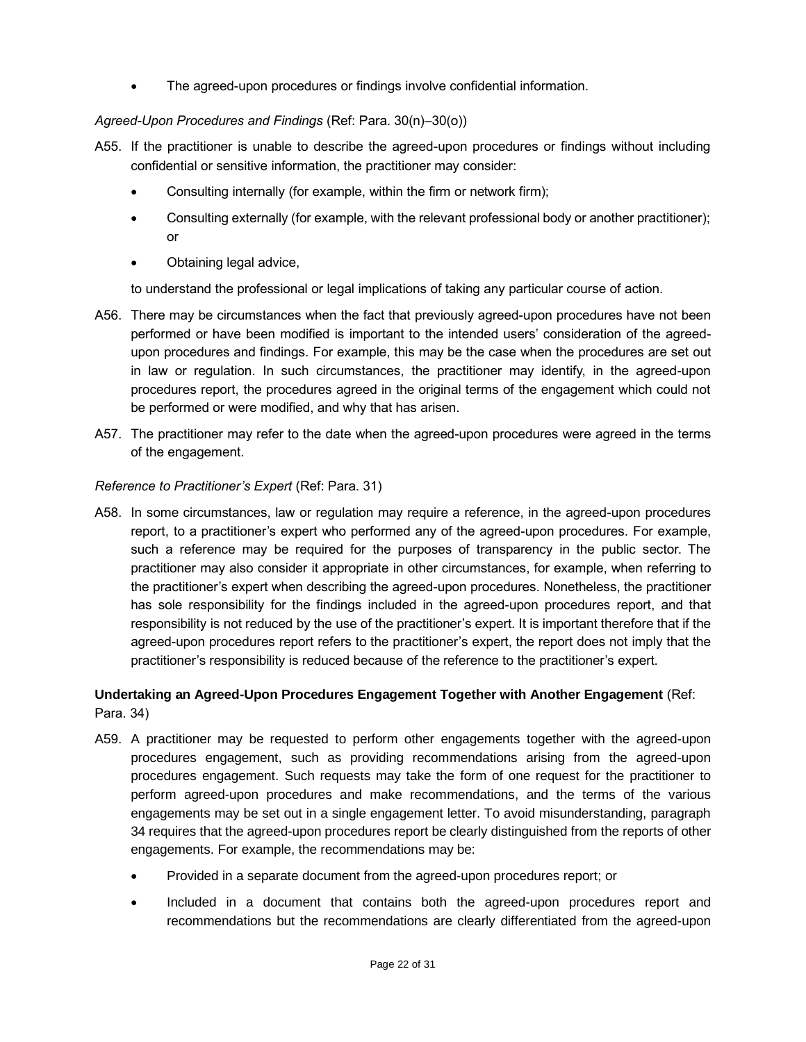- The agreed-upon procedures or findings involve confidential information.

*Agreed-Upon Procedures and Findings* (Ref: Para. 30(n)–30(o))

A55. If the practitioner is unable to describe the agreed-upon procedures or findings without including confidential or sensitive information, the practitioner may consider:

- Consulting internally (for example, within the firm or network firm);
- Consulting externally (for example, with the relevant professional body or another practitioner); or
- Obtaining legal advice,

to understand the professional or legal implications of taking any particular course of action.

A56. There may be circumstances when the fact that previously agreed-upon procedures have not been performed or have been modified is important to the intended users' consideration of the agreed-upon procedures and findings. For example, this may be the case when the procedures are set out in law or regulation. In such circumstances, the practitioner may identify, in the agreed-upon procedures report, the procedures agreed in the original terms of the engagement which could not be performed or were modified, and why that has arisen.

A57. The practitioner may refer to the date when the agreed-upon procedures were agreed in the terms of the engagement.

*Reference to Practitioner's Expert* (Ref: Para. 31)

A58. In some circumstances, law or regulation may require a reference, in the agreed-upon procedures report, to a practitioner's expert who performed any of the agreed-upon procedures. For example, such a reference may be required for the purposes of transparency in the public sector. The practitioner may also consider it appropriate in other circumstances, for example, when referring to the practitioner's expert when describing the agreed-upon procedures. Nonetheless, the practitioner has sole responsibility for the findings included in the agreed-upon procedures report, and that responsibility is not reduced by the use of the practitioner's expert. It is important therefore that if the agreed-upon procedures report refers to the practitioner's expert, the report does not imply that the practitioner's responsibility is reduced because of the reference to the practitioner's expert.

**Undertaking an Agreed-Upon Procedures Engagement Together with Another Engagement** (Ref: Para. 34)

A59. A practitioner may be requested to perform other engagements together with the agreed-upon procedures engagement, such as providing recommendations arising from the agreed-upon procedures engagement. Such requests may take the form of one request for the practitioner to perform agreed-upon procedures and make recommendations, and the terms of the various engagements may be set out in a single engagement letter. To avoid misunderstanding, paragraph 34 requires that the agreed-upon procedures report be clearly distinguished from the reports of other engagements. For example, the recommendations may be:

- Provided in a separate document from the agreed-upon procedures report; or
- Included in a document that contains both the agreed-upon procedures report and recommendations but the recommendations are clearly differentiated from the agreed-upon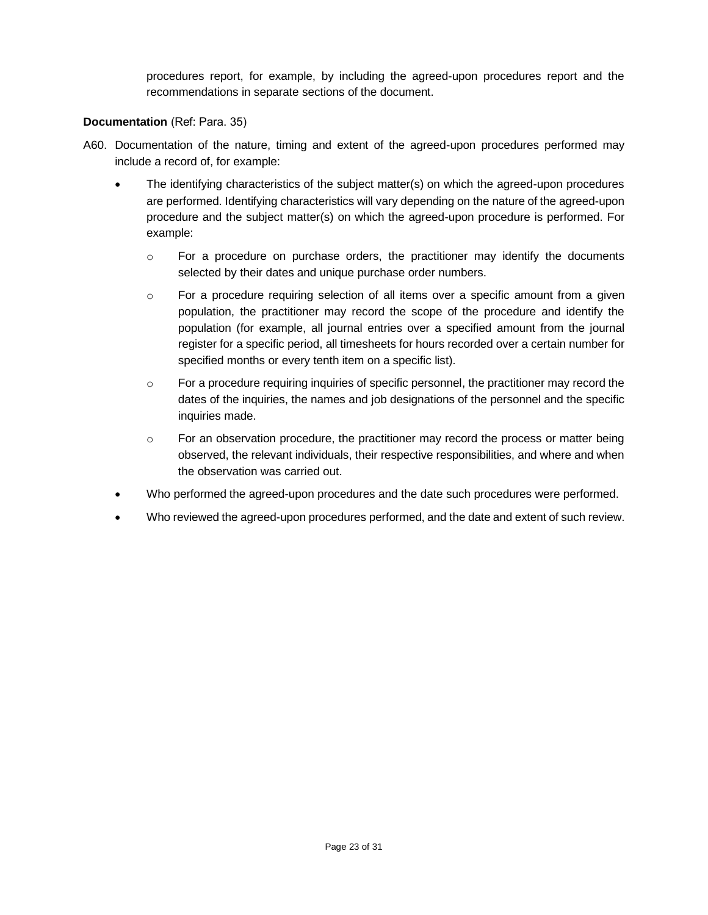procedures report, for example, by including the agreed-upon procedures report and the recommendations in separate sections of the document.

**Documentation** (Ref: Para. 35)

A60. Documentation of the nature, timing and extent of the agreed-upon procedures performed may include a record of, for example:

- The identifying characteristics of the subject matter(s) on which the agreed-upon procedures are performed. Identifying characteristics will vary depending on the nature of the agreed-upon procedure and the subject matter(s) on which the agreed-upon procedure is performed. For example:
    - For a procedure on purchase orders, the practitioner may identify the documents selected by their dates and unique purchase order numbers.
    - For a procedure requiring selection of all items over a specific amount from a given population, the practitioner may record the scope of the procedure and identify the population (for example, all journal entries over a specified amount from the journal register for a specific period, all timesheets for hours recorded over a certain number for specified months or every tenth item on a specific list).
    - For a procedure requiring inquiries of specific personnel, the practitioner may record the dates of the inquiries, the names and job designations of the personnel and the specific inquiries made.
    - For an observation procedure, the practitioner may record the process or matter being observed, the relevant individuals, their respective responsibilities, and where and when the observation was carried out.
- Who performed the agreed-upon procedures and the date such procedures were performed.
- Who reviewed the agreed-upon procedures performed, and the date and extent of such review.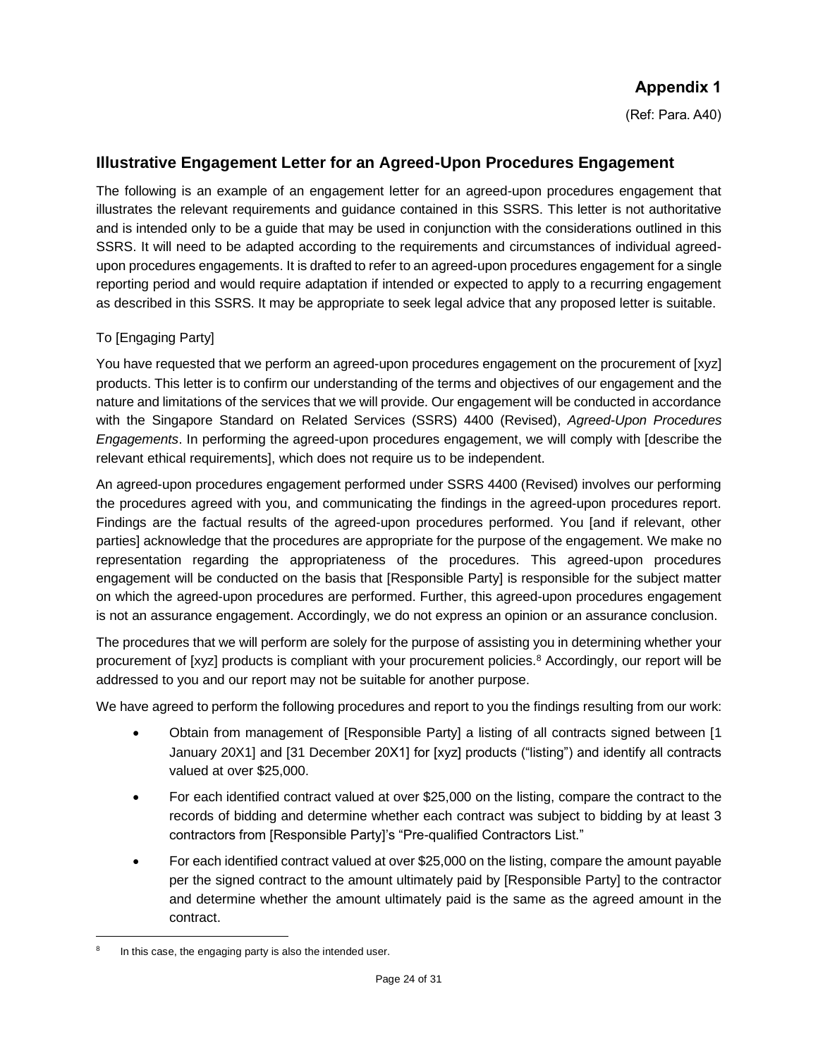## Appendix 1

(Ref: Para. A40)

### Illustrative Engagement Letter for an Agreed-Upon Procedures Engagement

The following is an example of an engagement letter for an agreed-upon procedures engagement that illustrates the relevant requirements and guidance contained in this SSRS. This letter is not authoritative and is intended only to be a guide that may be used in conjunction with the considerations outlined in this SSRS. It will need to be adapted according to the requirements and circumstances of individual agreed-upon procedures engagements. It is drafted to refer to an agreed-upon procedures engagement for a single reporting period and would require adaptation if intended or expected to apply to a recurring engagement as described in this SSRS. It may be appropriate to seek legal advice that any proposed letter is suitable.

To [Engaging Party]

You have requested that we perform an agreed-upon procedures engagement on the procurement of [xyz] products. This letter is to confirm our understanding of the terms and objectives of our engagement and the nature and limitations of the services that we will provide. Our engagement will be conducted in accordance with the Singapore Standard on Related Services (SSRS) 4400 (Revised), *Agreed-Upon Procedures Engagements*. In performing the agreed-upon procedures engagement, we will comply with [describe the relevant ethical requirements], which does not require us to be independent.

An agreed-upon procedures engagement performed under SSRS 4400 (Revised) involves our performing the procedures agreed with you, and communicating the findings in the agreed-upon procedures report. Findings are the factual results of the agreed-upon procedures performed. You [and if relevant, other parties] acknowledge that the procedures are appropriate for the purpose of the engagement. We make no representation regarding the appropriateness of the procedures. This agreed-upon procedures engagement will be conducted on the basis that [Responsible Party] is responsible for the subject matter on which the agreed-upon procedures are performed. Further, this agreed-upon procedures engagement is not an assurance engagement. Accordingly, we do not express an opinion or an assurance conclusion.

The procedures that we will perform are solely for the purpose of assisting you in determining whether your procurement of [xyz] products is compliant with your procurement policies.[8] Accordingly, our report will be addressed to you and our report may not be suitable for another purpose.

We have agreed to perform the following procedures and report to you the findings resulting from our work:

- Obtain from management of [Responsible Party] a listing of all contracts signed between [1 January 20X1] and [31 December 20X1] for [xyz] products ("listing") and identify all contracts valued at over $25,000.
- For each identified contract valued at over $25,000 on the listing, compare the contract to the records of bidding and determine whether each contract was subject to bidding by at least 3 contractors from [Responsible Party]'s "Pre-qualified Contractors List."
- For each identified contract valued at over $25,000 on the listing, compare the amount payable per the signed contract to the amount ultimately paid by [Responsible Party] to the contractor and determine whether the amount ultimately paid is the same as the agreed amount in the contract.

---

[8] In this case, the engaging party is also the intended user.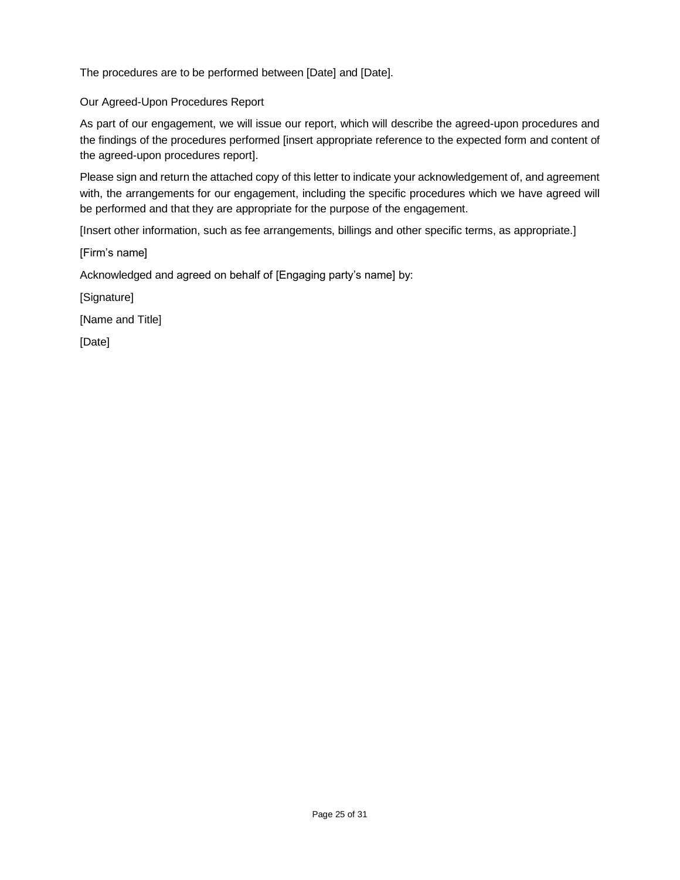The procedures are to be performed between [Date] and [Date].

Our Agreed-Upon Procedures Report

As part of our engagement, we will issue our report, which will describe the agreed-upon procedures and the findings of the procedures performed [insert appropriate reference to the expected form and content of the agreed-upon procedures report].

Please sign and return the attached copy of this letter to indicate your acknowledgement of, and agreement with, the arrangements for our engagement, including the specific procedures which we have agreed will be performed and that they are appropriate for the purpose of the engagement.

[Insert other information, such as fee arrangements, billings and other specific terms, as appropriate.]

[Firm's name]

Acknowledged and agreed on behalf of [Engaging party's name] by:

[Signature]

[Name and Title]

[Date]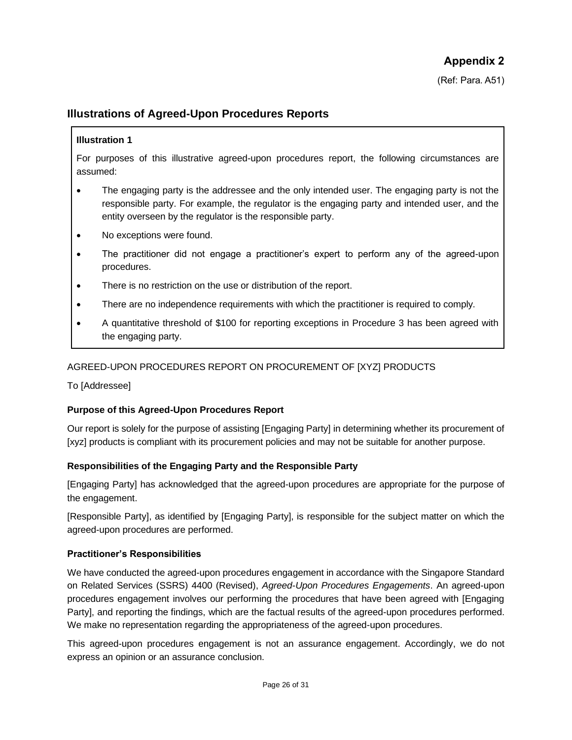## Appendix 2

(Ref: Para. A51)

## Illustrations of Agreed-Upon Procedures Reports

**Illustration 1**

For purposes of this illustrative agreed-upon procedures report, the following circumstances are assumed:

- The engaging party is the addressee and the only intended user. The engaging party is not the responsible party. For example, the regulator is the engaging party and intended user, and the entity overseen by the regulator is the responsible party.
- No exceptions were found.
- The practitioner did not engage a practitioner's expert to perform any of the agreed-upon procedures.
- There is no restriction on the use or distribution of the report.
- There are no independence requirements with which the practitioner is required to comply.
- A quantitative threshold of $100 for reporting exceptions in Procedure 3 has been agreed with the engaging party.

AGREED-UPON PROCEDURES REPORT ON PROCUREMENT OF [XYZ] PRODUCTS

To [Addressee]

**Purpose of this Agreed-Upon Procedures Report**

Our report is solely for the purpose of assisting [Engaging Party] in determining whether its procurement of [xyz] products is compliant with its procurement policies and may not be suitable for another purpose.

**Responsibilities of the Engaging Party and the Responsible Party**

[Engaging Party] has acknowledged that the agreed-upon procedures are appropriate for the purpose of the engagement.

[Responsible Party], as identified by [Engaging Party], is responsible for the subject matter on which the agreed-upon procedures are performed.

**Practitioner's Responsibilities**

We have conducted the agreed-upon procedures engagement in accordance with the Singapore Standard on Related Services (SSRS) 4400 (Revised), *Agreed-Upon Procedures Engagements*. An agreed-upon procedures engagement involves our performing the procedures that have been agreed with [Engaging Party], and reporting the findings, which are the factual results of the agreed-upon procedures performed. We make no representation regarding the appropriateness of the agreed-upon procedures.

This agreed-upon procedures engagement is not an assurance engagement. Accordingly, we do not express an opinion or an assurance conclusion.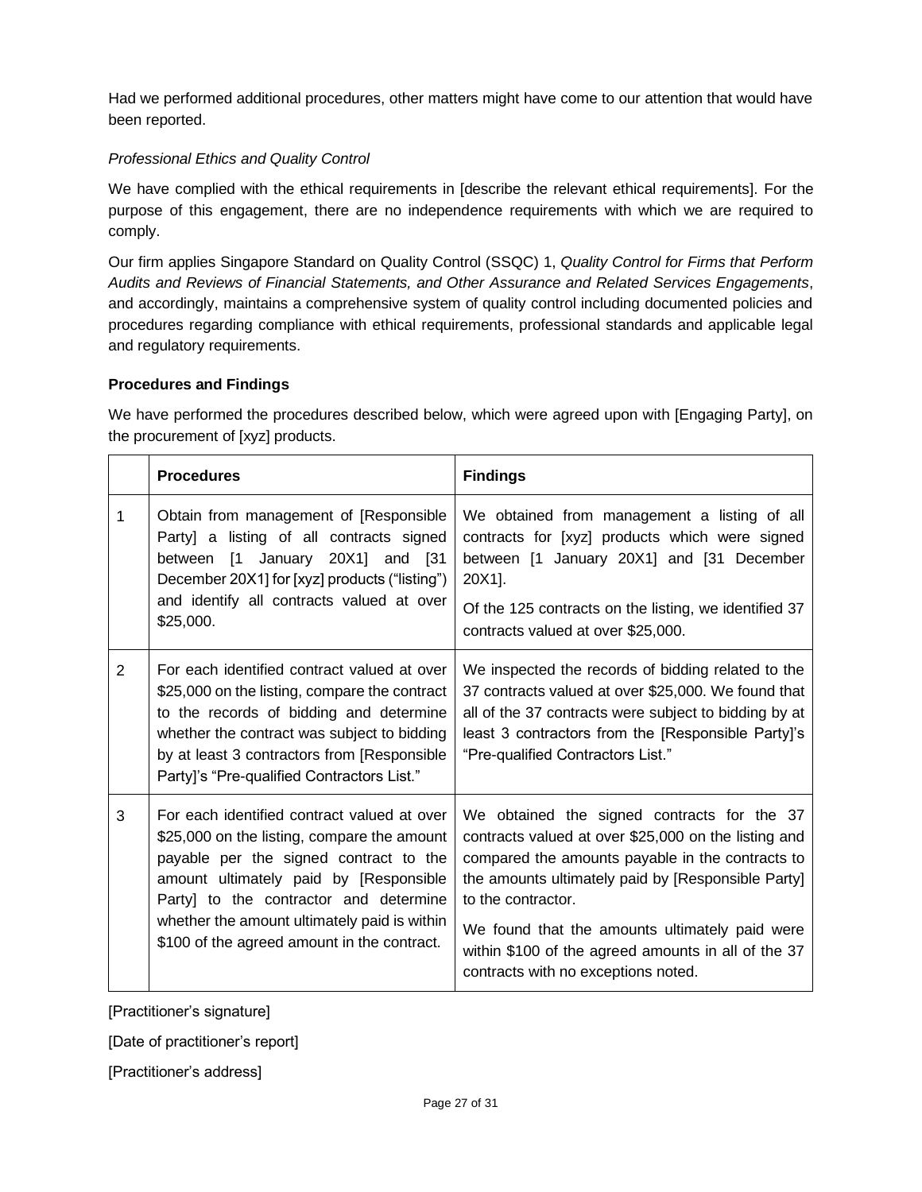Had we performed additional procedures, other matters might have come to our attention that would have been reported.

*Professional Ethics and Quality Control*

We have complied with the ethical requirements in [describe the relevant ethical requirements]. For the purpose of this engagement, there are no independence requirements with which we are required to comply.

Our firm applies Singapore Standard on Quality Control (SSQC) 1, *Quality Control for Firms that Perform Audits and Reviews of Financial Statements, and Other Assurance and Related Services Engagements*, and accordingly, maintains a comprehensive system of quality control including documented policies and procedures regarding compliance with ethical requirements, professional standards and applicable legal and regulatory requirements.

**Procedures and Findings**

We have performed the procedures described below, which were agreed upon with [Engaging Party], on the procurement of [xyz] products.

| | **Procedures** | **Findings** |
|---|---|---|
| 1 | Obtain from management of [Responsible Party] a listing of all contracts signed between [1 January 20X1] and [31 December 20X1] for [xyz] products ("listing") and identify all contracts valued at over $25,000. | We obtained from management a listing of all contracts for [xyz] products which were signed between [1 January 20X1] and [31 December 20X1].<br><br>Of the 125 contracts on the listing, we identified 37 contracts valued at over $25,000. |
| 2 | For each identified contract valued at over $25,000 on the listing, compare the contract to the records of bidding and determine whether the contract was subject to bidding by at least 3 contractors from [Responsible Party]'s "Pre-qualified Contractors List." | We inspected the records of bidding related to the 37 contracts valued at over $25,000. We found that all of the 37 contracts were subject to bidding by at least 3 contractors from the [Responsible Party]'s "Pre-qualified Contractors List." |
| 3 | For each identified contract valued at over $25,000 on the listing, compare the amount payable per the signed contract to the amount ultimately paid by [Responsible Party] to the contractor and determine whether the amount ultimately paid is within $100 of the agreed amount in the contract. | We obtained the signed contracts for the 37 contracts valued at over $25,000 on the listing and compared the amounts payable in the contracts to the amounts ultimately paid by [Responsible Party] to the contractor.<br><br>We found that the amounts ultimately paid were within $100 of the agreed amounts in all of the 37 contracts with no exceptions noted. |

[Practitioner's signature]

[Date of practitioner's report]

[Practitioner's address]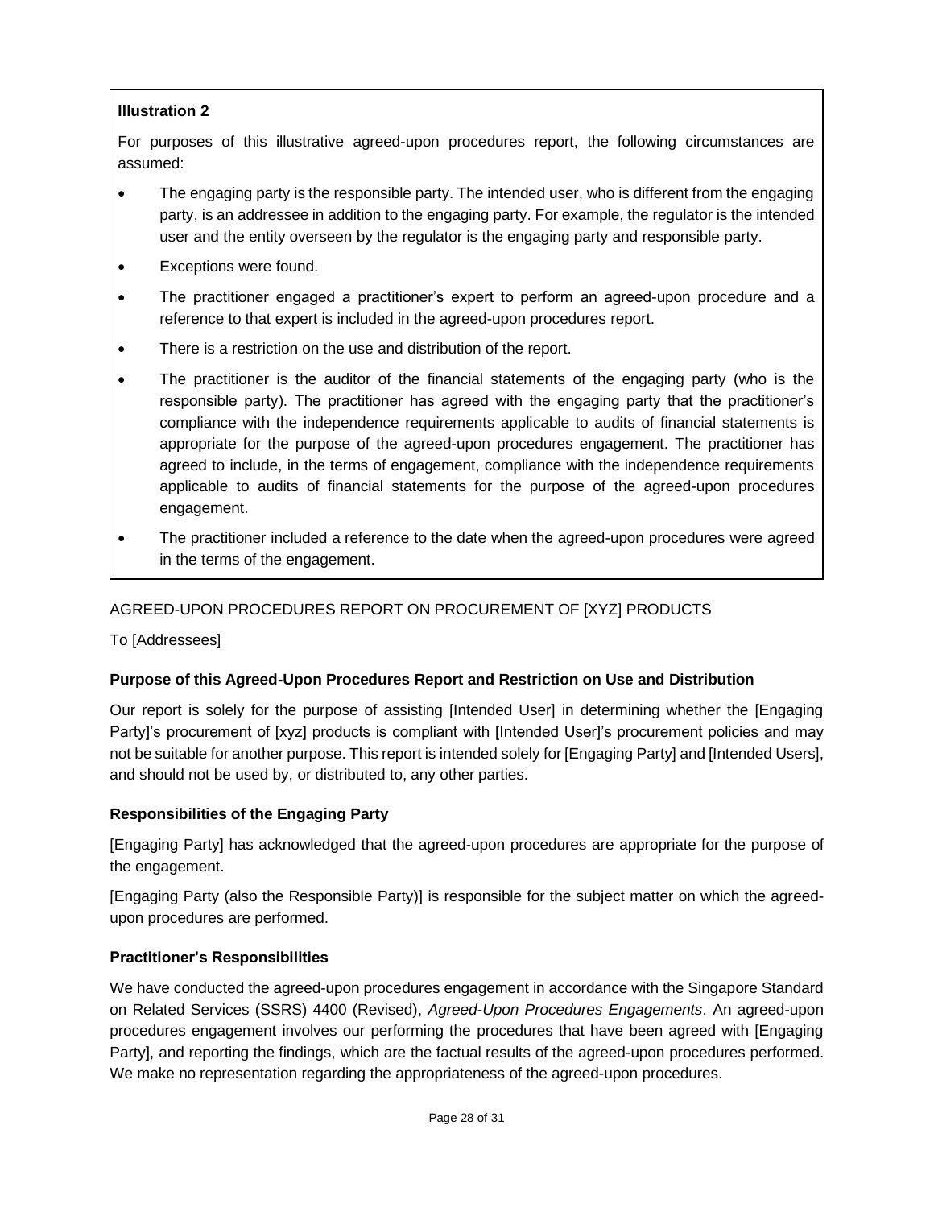**Illustration 2**

For purposes of this illustrative agreed-upon procedures report, the following circumstances are assumed:

- The engaging party is the responsible party. The intended user, who is different from the engaging party, is an addressee in addition to the engaging party. For example, the regulator is the intended user and the entity overseen by the regulator is the engaging party and responsible party.
- Exceptions were found.
- The practitioner engaged a practitioner's expert to perform an agreed-upon procedure and a reference to that expert is included in the agreed-upon procedures report.
- There is a restriction on the use and distribution of the report.
- The practitioner is the auditor of the financial statements of the engaging party (who is the responsible party). The practitioner has agreed with the engaging party that the practitioner's compliance with the independence requirements applicable to audits of financial statements is appropriate for the purpose of the agreed-upon procedures engagement. The practitioner has agreed to include, in the terms of engagement, compliance with the independence requirements applicable to audits of financial statements for the purpose of the agreed-upon procedures engagement.
- The practitioner included a reference to the date when the agreed-upon procedures were agreed in the terms of the engagement.

AGREED-UPON PROCEDURES REPORT ON PROCUREMENT OF [XYZ] PRODUCTS

To [Addressees]

### Purpose of this Agreed-Upon Procedures Report and Restriction on Use and Distribution

Our report is solely for the purpose of assisting [Intended User] in determining whether the [Engaging Party]'s procurement of [xyz] products is compliant with [Intended User]'s procurement policies and may not be suitable for another purpose. This report is intended solely for [Engaging Party] and [Intended Users], and should not be used by, or distributed to, any other parties.

### Responsibilities of the Engaging Party

[Engaging Party] has acknowledged that the agreed-upon procedures are appropriate for the purpose of the engagement.

[Engaging Party (also the Responsible Party)] is responsible for the subject matter on which the agreed-upon procedures are performed.

### Practitioner's Responsibilities

We have conducted the agreed-upon procedures engagement in accordance with the Singapore Standard on Related Services (SSRS) 4400 (Revised), *Agreed-Upon Procedures Engagements*. An agreed-upon procedures engagement involves our performing the procedures that have been agreed with [Engaging Party], and reporting the findings, which are the factual results of the agreed-upon procedures performed. We make no representation regarding the appropriateness of the agreed-upon procedures.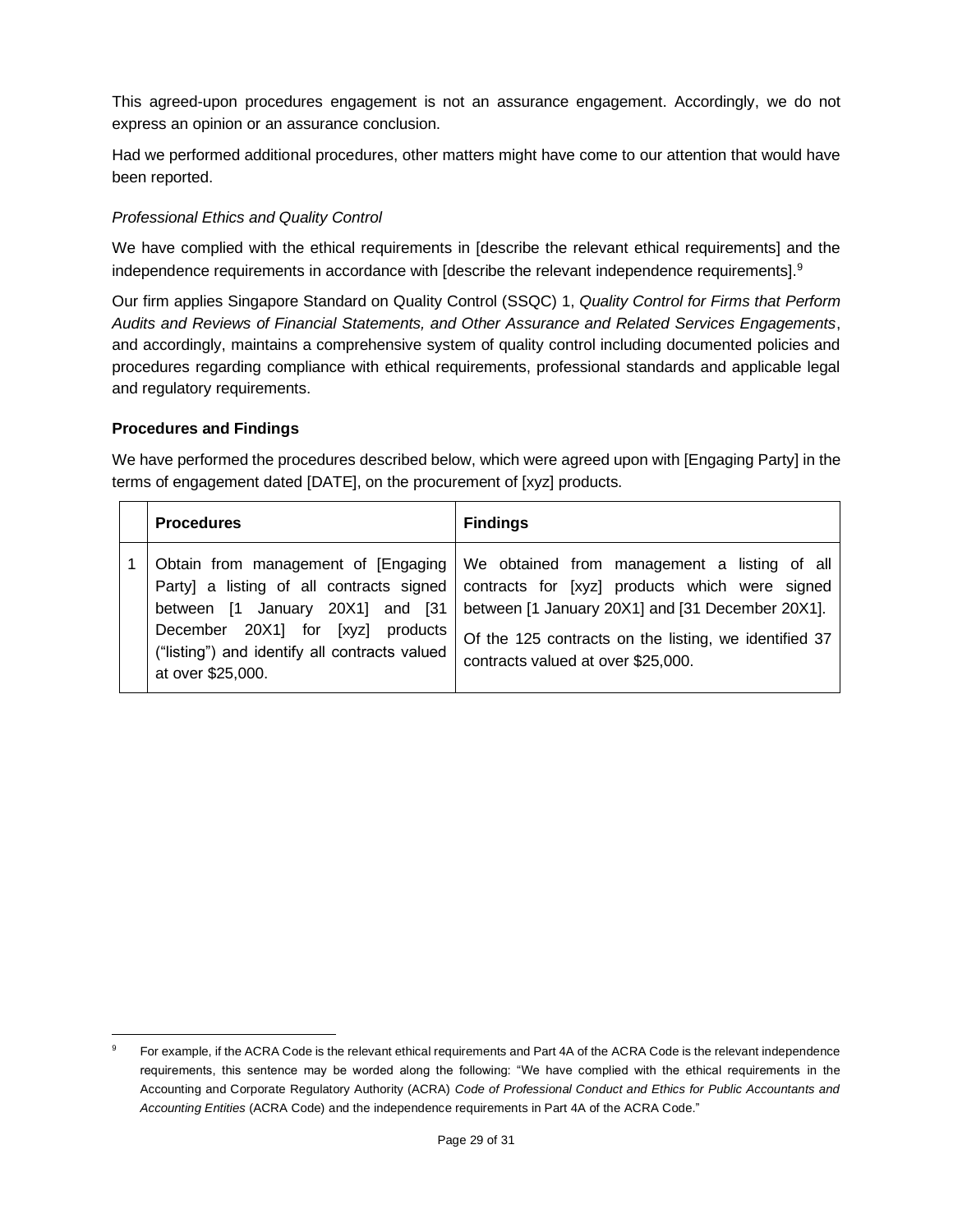This agreed-upon procedures engagement is not an assurance engagement. Accordingly, we do not express an opinion or an assurance conclusion.

Had we performed additional procedures, other matters might have come to our attention that would have been reported.

*Professional Ethics and Quality Control*

We have complied with the ethical requirements in [describe the relevant ethical requirements] and the independence requirements in accordance with [describe the relevant independence requirements].[9]

Our firm applies Singapore Standard on Quality Control (SSQC) 1, *Quality Control for Firms that Perform Audits and Reviews of Financial Statements, and Other Assurance and Related Services Engagements*, and accordingly, maintains a comprehensive system of quality control including documented policies and procedures regarding compliance with ethical requirements, professional standards and applicable legal and regulatory requirements.

**Procedures and Findings**

We have performed the procedures described below, which were agreed upon with [Engaging Party] in the terms of engagement dated [DATE], on the procurement of [xyz] products.

| | **Procedures** | **Findings** |
|---|---|---|
| 1 | Obtain from management of [Engaging Party] a listing of all contracts signed between [1 January 20X1] and [31 December 20X1] for [xyz] products ("listing") and identify all contracts valued at over $25,000. | We obtained from management a listing of all contracts for [xyz] products which were signed between [1 January 20X1] and [31 December 20X1].<br><br>Of the 125 contracts on the listing, we identified 37 contracts valued at over $25,000. |

---

[9] For example, if the ACRA Code is the relevant ethical requirements and Part 4A of the ACRA Code is the relevant independence requirements, this sentence may be worded along the following: "We have complied with the ethical requirements in the Accounting and Corporate Regulatory Authority (ACRA) *Code of Professional Conduct and Ethics for Public Accountants and Accounting Entities* (ACRA Code) and the independence requirements in Part 4A of the ACRA Code."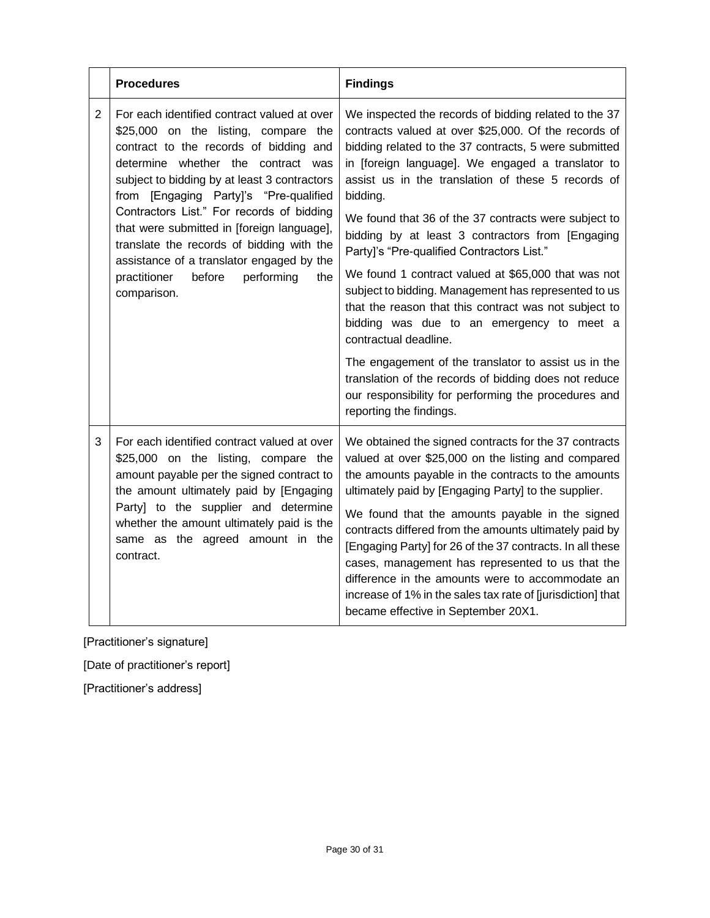| | **Procedures** | **Findings** |
|---|---|---|
| 2 | For each identified contract valued at over $25,000 on the listing, compare the contract to the records of bidding and determine whether the contract was subject to bidding by at least 3 contractors from [Engaging Party]'s "Pre-qualified Contractors List." For records of bidding that were submitted in [foreign language], translate the records of bidding with the assistance of a translator engaged by the practitioner before performing the comparison. | We inspected the records of bidding related to the 37 contracts valued at over $25,000. Of the records of bidding related to the 37 contracts, 5 were submitted in [foreign language]. We engaged a translator to assist us in the translation of these 5 records of bidding.<br><br>We found that 36 of the 37 contracts were subject to bidding by at least 3 contractors from [Engaging Party]'s "Pre-qualified Contractors List."<br><br>We found 1 contract valued at $65,000 that was not subject to bidding. Management has represented to us that the reason that this contract was not subject to bidding was due to an emergency to meet a contractual deadline.<br><br>The engagement of the translator to assist us in the translation of the records of bidding does not reduce our responsibility for performing the procedures and reporting the findings. |
| 3 | For each identified contract valued at over $25,000 on the listing, compare the amount payable per the signed contract to the amount ultimately paid by [Engaging Party] to the supplier and determine whether the amount ultimately paid is the same as the agreed amount in the contract. | We obtained the signed contracts for the 37 contracts valued at over $25,000 on the listing and compared the amounts payable in the contracts to the amounts ultimately paid by [Engaging Party] to the supplier.<br><br>We found that the amounts payable in the signed contracts differed from the amounts ultimately paid by [Engaging Party] for 26 of the 37 contracts. In all these cases, management has represented to us that the difference in the amounts were to accommodate an increase of 1% in the sales tax rate of [jurisdiction] that became effective in September 20X1. |

[Practitioner's signature]

[Date of practitioner's report]

[Practitioner's address]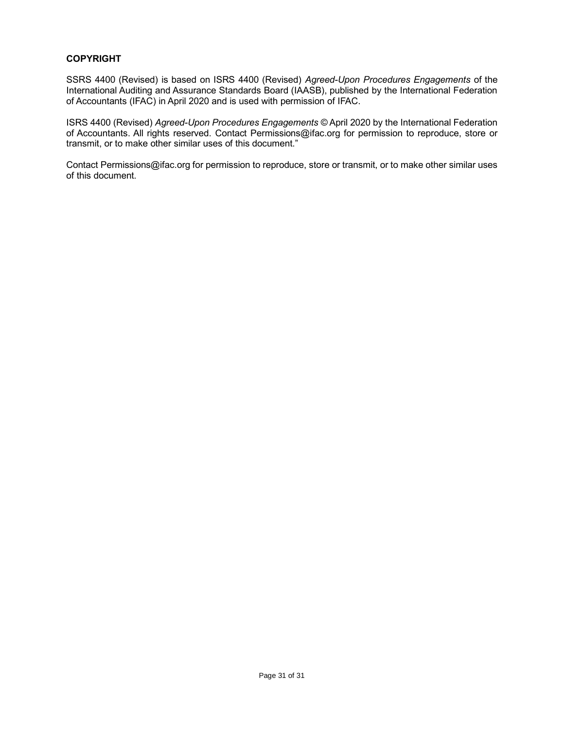**COPYRIGHT**

SSRS 4400 (Revised) is based on ISRS 4400 (Revised) *Agreed-Upon Procedures Engagements* of the International Auditing and Assurance Standards Board (IAASB), published by the International Federation of Accountants (IFAC) in April 2020 and is used with permission of IFAC.

ISRS 4400 (Revised) *Agreed-Upon Procedures Engagements* © April 2020 by the International Federation of Accountants. All rights reserved. Contact Permissions@ifac.org for permission to reproduce, store or transmit, or to make other similar uses of this document."

Contact Permissions@ifac.org for permission to reproduce, store or transmit, or to make other similar uses of this document.